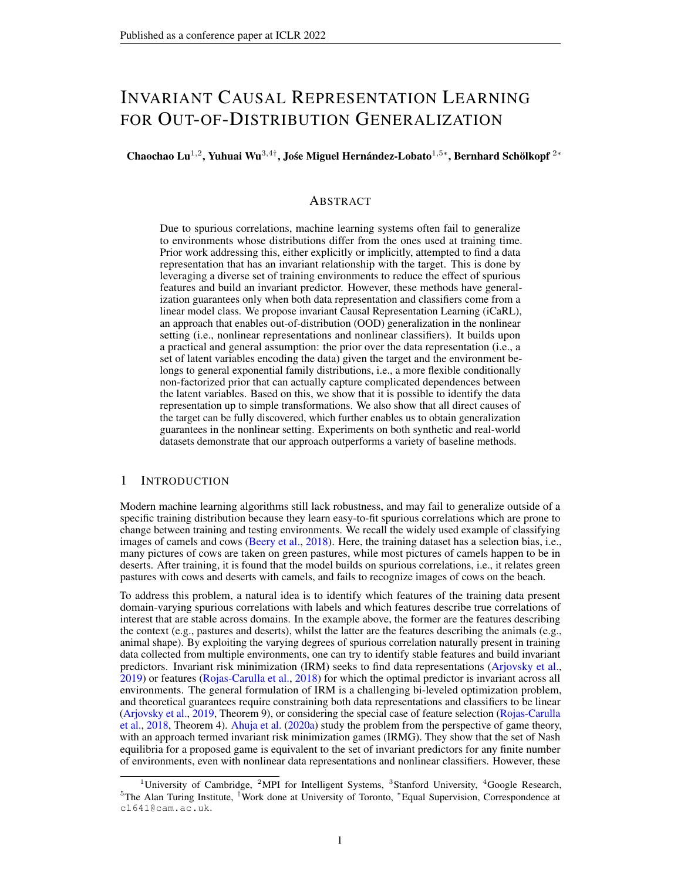# INVARIANT CAUSAL REPRESENTATION LEARNING FOR OUT-OF-DISTRIBUTION GENERALIZATION

**Chaochao Lu**[1,2], **Yuhuai Wu**[3,4†], **Jośe Miguel Hernández-Lobato**[1,5*], **Bernhard Schölkopf**[2*]

## ABSTRACT

Due to spurious correlations, machine learning systems often fail to generalize to environments whose distributions differ from the ones used at training time. Prior work addressing this, either explicitly or implicitly, attempted to find a data representation that has an invariant relationship with the target. This is done by leveraging a diverse set of training environments to reduce the effect of spurious features and build an invariant predictor. However, these methods have generalization guarantees only when both data representation and classifiers come from a linear model class. We propose invariant Causal Representation Learning (iCaRL), an approach that enables out-of-distribution (OOD) generalization in the nonlinear setting (i.e., nonlinear representations and nonlinear classifiers). It builds upon a practical and general assumption: the prior over the data representation (i.e., a set of latent variables encoding the data) given the target and the environment belongs to general exponential family distributions, i.e., a more flexible conditionally non-factorized prior that can actually capture complicated dependences between the latent variables. Based on this, we show that it is possible to identify the data representation up to simple transformations. We also show that all direct causes of the target can be fully discovered, which further enables us to obtain generalization guarantees in the nonlinear setting. Experiments on both synthetic and real-world datasets demonstrate that our approach outperforms a variety of baseline methods.

## 1 INTRODUCTION

Modern machine learning algorithms still lack robustness, and may fail to generalize outside of a specific training distribution because they learn easy-to-fit spurious correlations which are prone to change between training and testing environments. We recall the widely used example of classifying images of camels and cows (Beery et al., 2018). Here, the training dataset has a selection bias, i.e., many pictures of cows are taken on green pastures, while most pictures of camels happen to be in deserts. After training, it is found that the model builds on spurious correlations, i.e., it relates green pastures with cows and deserts with camels, and fails to recognize images of cows on the beach.

To address this problem, a natural idea is to identify which features of the training data present domain-varying spurious correlations with labels and which features describe true correlations of interest that are stable across domains. In the example above, the former are the features describing the context (e.g., pastures and deserts), whilst the latter are the features describing the animals (e.g., animal shape). By exploiting the varying degrees of spurious correlation naturally present in training data collected from multiple environments, one can try to identify stable features and build invariant predictors. Invariant risk minimization (IRM) seeks to find data representations (Arjovsky et al., 2019) or features (Rojas-Carulla et al., 2018) for which the optimal predictor is invariant across all environments. The general formulation of IRM is a challenging bi-leveled optimization problem, and theoretical guarantees require constraining both data representations and classifiers to be linear (Arjovsky et al., 2019, Theorem 9), or considering the special case of feature selection (Rojas-Carulla et al., 2018, Theorem 4). Ahuja et al. (2020a) study the problem from the perspective of game theory, with an approach termed invariant risk minimization games (IRMG). They show that the set of Nash equilibria for a proposed game is equivalent to the set of invariant predictors for any finite number of environments, even with nonlinear data representations and nonlinear classifiers. However, these

[1]University of Cambridge, [2]MPI for Intelligent Systems, [3]Stanford University, [4]Google Research, [5]The Alan Turing Institute, [†]Work done at University of Toronto, [*]Equal Supervision, Correspondence at cl641@cam.ac.uk.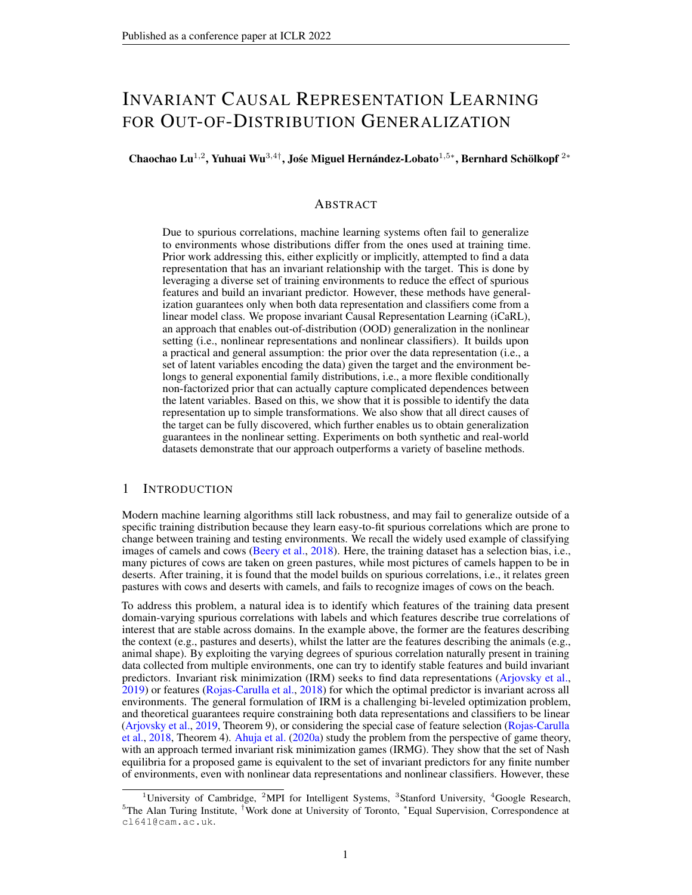# Invariant Causal Representation Learning for Out-of-Distribution Generalization

**Chaochao Lu**[1,2], **Yuhuai Wu**[3,4†], **Jośe Miguel Hernández-Lobato**[1,5*], **Bernhard Schölkopf**[2*]

## Abstract

Due to spurious correlations, machine learning systems often fail to generalize to environments whose distributions differ from the ones used at training time. Prior work addressing this, either explicitly or implicitly, attempted to find a data representation that has an invariant relationship with the target. This is done by leveraging a diverse set of training environments to reduce the effect of spurious features and build an invariant predictor. However, these methods have generalization guarantees only when both data representation and classifiers come from a linear model class. We propose invariant Causal Representation Learning (iCaRL), an approach that enables out-of-distribution (OOD) generalization in the nonlinear setting (i.e., nonlinear representations and nonlinear classifiers). It builds upon a practical and general assumption: the prior over the data representation (i.e., a set of latent variables encoding the data) given the target and the environment belongs to general exponential family distributions, i.e., a more flexible conditionally non-factorized prior that can actually capture complicated dependences between the latent variables. Based on this, we show that it is possible to identify the data representation up to simple transformations. We also show that all direct causes of the target can be fully discovered, which further enables us to obtain generalization guarantees in the nonlinear setting. Experiments on both synthetic and real-world datasets demonstrate that our approach outperforms a variety of baseline methods.

## 1 Introduction

Modern machine learning algorithms still lack robustness, and may fail to generalize outside of a specific training distribution because they learn easy-to-fit spurious correlations which are prone to change between training and testing environments. We recall the widely used example of classifying images of camels and cows (Beery et al., 2018). Here, the training dataset has a selection bias, i.e., many pictures of cows are taken on green pastures, while most pictures of camels happen to be in deserts. After training, it is found that the model builds on spurious correlations, i.e., it relates green pastures with cows and deserts with camels, and fails to recognize images of cows on the beach.

To address this problem, a natural idea is to identify which features of the training data present domain-varying spurious correlations with labels and which features describe true correlations of interest that are stable across domains. In the example above, the former are the features describing the context (e.g., pastures and deserts), whilst the latter are the features describing the animals (e.g., animal shape). By exploiting the varying degrees of spurious correlation naturally present in training data collected from multiple environments, one can try to identify stable features and build invariant predictors. Invariant risk minimization (IRM) seeks to find data representations (Arjovsky et al., 2019) or features (Rojas-Carulla et al., 2018) for which the optimal predictor is invariant across all environments. The general formulation of IRM is a challenging bi-leveled optimization problem, and theoretical guarantees require constraining both data representations and classifiers to be linear (Arjovsky et al., 2019, Theorem 9), or considering the special case of feature selection (Rojas-Carulla et al., 2018, Theorem 4). Ahuja et al. (2020a) study the problem from the perspective of game theory, with an approach termed invariant risk minimization games (IRMG). They show that the set of Nash equilibria for a proposed game is equivalent to the set of invariant predictors for any finite number of environments, even with nonlinear data representations and nonlinear classifiers. However, these

[1]University of Cambridge, [2]MPI for Intelligent Systems, [3]Stanford University, [4]Google Research, [5]The Alan Turing Institute, [†]Work done at University of Toronto, [*]Equal Supervision, Correspondence at cl641@cam.ac.uk.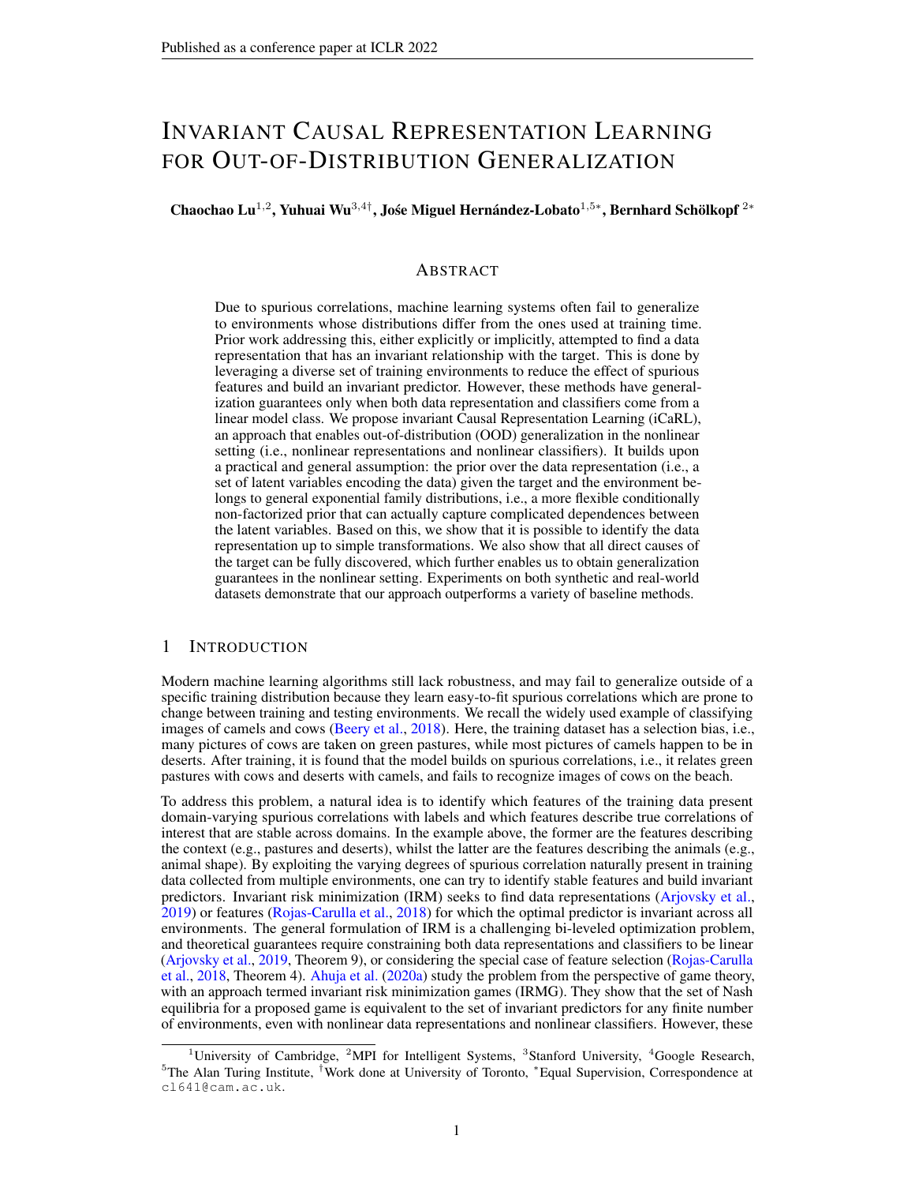# Invariant Causal Representation Learning for Out-of-Distribution Generalization

**Chaochao Lu**[1,2], **Yuhuai Wu**[3,4†], **José Miguel Hernández-Lobato**[1,5*], **Bernhard Schölkopf**[2*]

## Abstract

Due to spurious correlations, machine learning systems often fail to generalize to environments whose distributions differ from the ones used at training time. Prior work addressing this, either explicitly or implicitly, attempted to find a data representation that has an invariant relationship with the target. This is done by leveraging a diverse set of training environments to reduce the effect of spurious features and build an invariant predictor. However, these methods have generalization guarantees only when both data representation and classifiers come from a linear model class. We propose invariant Causal Representation Learning (iCaRL), an approach that enables out-of-distribution (OOD) generalization in the nonlinear setting (i.e., nonlinear representations and nonlinear classifiers). It builds upon a practical and general assumption: the prior over the data representation (i.e., a set of latent variables encoding the data) given the target and the environment belongs to general exponential family distributions, i.e., a more flexible conditionally non-factorized prior that can actually capture complicated dependences between the latent variables. Based on this, we show that it is possible to identify the data representation up to simple transformations. We also show that all direct causes of the target can be fully discovered, which further enables us to obtain generalization guarantees in the nonlinear setting. Experiments on both synthetic and real-world datasets demonstrate that our approach outperforms a variety of baseline methods.

## 1 Introduction

Modern machine learning algorithms still lack robustness, and may fail to generalize outside of a specific training distribution because they learn easy-to-fit spurious correlations which are prone to change between training and testing environments. We recall the widely used example of classifying images of camels and cows (Beery et al., 2018). Here, the training dataset has a selection bias, i.e., many pictures of cows are taken on green pastures, while most pictures of camels happen to be in deserts. After training, it is found that the model builds on spurious correlations, i.e., it relates green pastures with cows and deserts with camels, and fails to recognize images of cows on the beach.

To address this problem, a natural idea is to identify which features of the training data present domain-varying spurious correlations with labels and which features describe true correlations of interest that are stable across domains. In the example above, the former are the features describing the context (e.g., pastures and deserts), whilst the latter are the features describing the animals (e.g., animal shape). By exploiting the varying degrees of spurious correlation naturally present in training data collected from multiple environments, one can try to identify stable features and build invariant predictors. Invariant risk minimization (IRM) seeks to find data representations (Arjovsky et al., 2019) or features (Rojas-Carulla et al., 2018) for which the optimal predictor is invariant across all environments. The general formulation of IRM is a challenging bi-leveled optimization problem, and theoretical guarantees require constraining both data representations and classifiers to be linear (Arjovsky et al., 2019, Theorem 9), or considering the special case of feature selection (Rojas-Carulla et al., 2018, Theorem 4). Ahuja et al. (2020a) study the problem from the perspective of game theory, with an approach termed invariant risk minimization games (IRMG). They show that the set of Nash equilibria for a proposed game is equivalent to the set of invariant predictors for any finite number of environments, even with nonlinear data representations and nonlinear classifiers. However, these

---

[1]University of Cambridge, [2]MPI for Intelligent Systems, [3]Stanford University, [4]Google Research, [5]The Alan Turing Institute, †Work done at University of Toronto, *Equal Supervision, Correspondence at cl641@cam.ac.uk.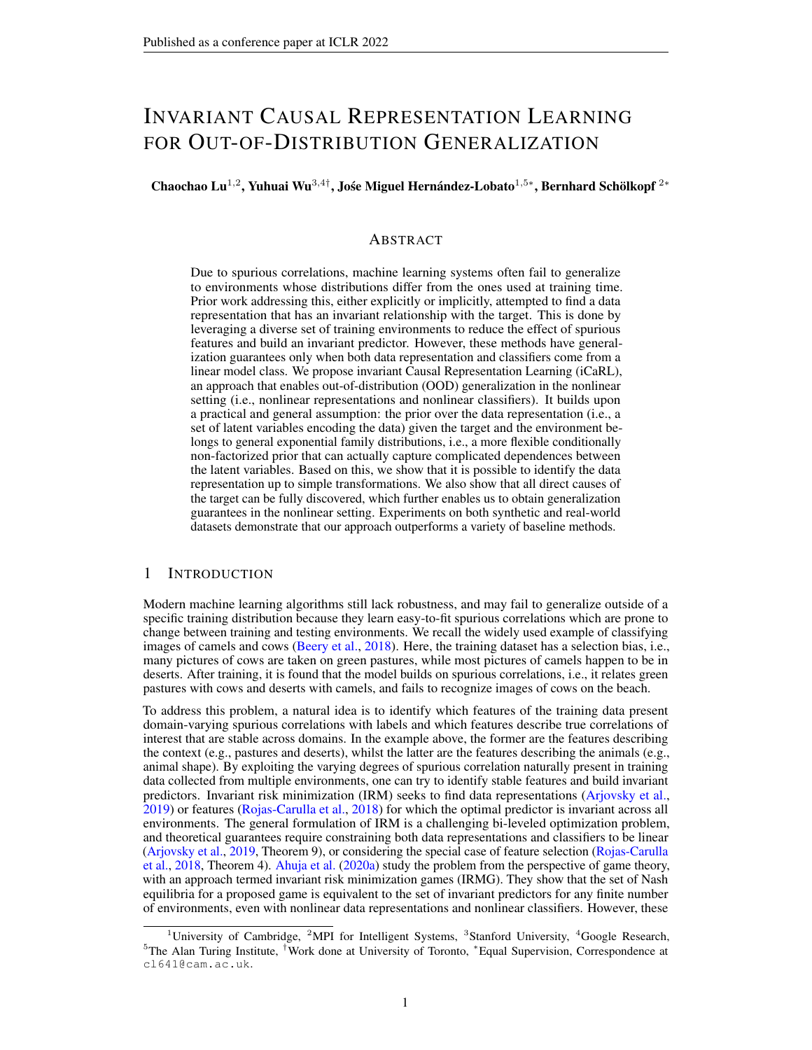# Invariant Causal Representation Learning for Out-of-Distribution Generalization

**Chaochao Lu**[1,2], **Yuhuai Wu**[3,4†], **José Miguel Hernández-Lobato**[1,5*], **Bernhard Schölkopf**[2*]

## Abstract

Due to spurious correlations, machine learning systems often fail to generalize to environments whose distributions differ from the ones used at training time. Prior work addressing this, either explicitly or implicitly, attempted to find a data representation that has an invariant relationship with the target. This is done by leveraging a diverse set of training environments to reduce the effect of spurious features and build an invariant predictor. However, these methods have generalization guarantees only when both data representation and classifiers come from a linear model class. We propose invariant Causal Representation Learning (iCaRL), an approach that enables out-of-distribution (OOD) generalization in the nonlinear setting (i.e., nonlinear representations and nonlinear classifiers). It builds upon a practical and general assumption: the prior over the data representation (i.e., a set of latent variables encoding the data) given the target and the environment belongs to general exponential family distributions, i.e., a more flexible conditionally non-factorized prior that can actually capture complicated dependences between the latent variables. Based on this, we show that it is possible to identify the data representation up to simple transformations. We also show that all direct causes of the target can be fully discovered, which further enables us to obtain generalization guarantees in the nonlinear setting. Experiments on both synthetic and real-world datasets demonstrate that our approach outperforms a variety of baseline methods.

## 1 Introduction

Modern machine learning algorithms still lack robustness, and may fail to generalize outside of a specific training distribution because they learn easy-to-fit spurious correlations which are prone to change between training and testing environments. We recall the widely used example of classifying images of camels and cows (Beery et al., 2018). Here, the training dataset has a selection bias, i.e., many pictures of cows are taken on green pastures, while most pictures of camels happen to be in deserts. After training, it is found that the model builds on spurious correlations, i.e., it relates green pastures with cows and deserts with camels, and fails to recognize images of cows on the beach.

To address this problem, a natural idea is to identify which features of the training data present domain-varying spurious correlations with labels and which features describe true correlations of interest that are stable across domains. In the example above, the former are the features describing the context (e.g., pastures and deserts), whilst the latter are the features describing the animals (e.g., animal shape). By exploiting the varying degrees of spurious correlation naturally present in training data collected from multiple environments, one can try to identify stable features and build invariant predictors. Invariant risk minimization (IRM) seeks to find data representations (Arjovsky et al., 2019) or features (Rojas-Carulla et al., 2018) for which the optimal predictor is invariant across all environments. The general formulation of IRM is a challenging bi-leveled optimization problem, and theoretical guarantees require constraining both data representations and classifiers to be linear (Arjovsky et al., 2019, Theorem 9), or considering the special case of feature selection (Rojas-Carulla et al., 2018, Theorem 4). Ahuja et al. (2020a) study the problem from the perspective of game theory, with an approach termed invariant risk minimization games (IRMG). They show that the set of Nash equilibria for a proposed game is equivalent to the set of invariant predictors for any finite number of environments, even with nonlinear data representations and nonlinear classifiers. However, these

[1]University of Cambridge, [2]MPI for Intelligent Systems, [3]Stanford University, [4]Google Research, [5]The Alan Turing Institute, [†]Work done at University of Toronto, [*]Equal Supervision, Correspondence at cl641@cam.ac.uk.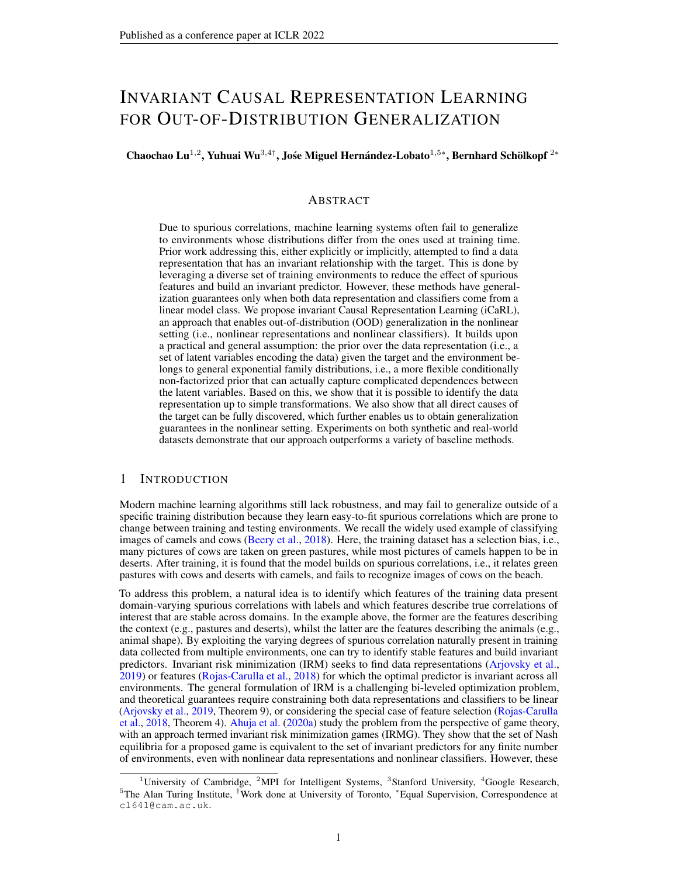# Invariant Causal Representation Learning for Out-of-Distribution Generalization

**Chaochao Lu**[1,2], **Yuhuai Wu**[3,4†], **José Miguel Hernández-Lobato**[1,5*], **Bernhard Schölkopf**[2*]

## Abstract

Due to spurious correlations, machine learning systems often fail to generalize to environments whose distributions differ from the ones used at training time. Prior work addressing this, either explicitly or implicitly, attempted to find a data representation that has an invariant relationship with the target. This is done by leveraging a diverse set of training environments to reduce the effect of spurious features and build an invariant predictor. However, these methods have generalization guarantees only when both data representation and classifiers come from a linear model class. We propose invariant Causal Representation Learning (iCaRL), an approach that enables out-of-distribution (OOD) generalization in the nonlinear setting (i.e., nonlinear representations and nonlinear classifiers). It builds upon a practical and general assumption: the prior over the data representation (i.e., a set of latent variables encoding the data) given the target and the environment belongs to general exponential family distributions, i.e., a more flexible conditionally non-factorized prior that can actually capture complicated dependences between the latent variables. Based on this, we show that it is possible to identify the data representation up to simple transformations. We also show that all direct causes of the target can be fully discovered, which further enables us to obtain generalization guarantees in the nonlinear setting. Experiments on both synthetic and real-world datasets demonstrate that our approach outperforms a variety of baseline methods.

## 1 Introduction

Modern machine learning algorithms still lack robustness, and may fail to generalize outside of a specific training distribution because they learn easy-to-fit spurious correlations which are prone to change between training and testing environments. We recall the widely used example of classifying images of camels and cows (Beery et al., 2018). Here, the training dataset has a selection bias, i.e., many pictures of cows are taken on green pastures, while most pictures of camels happen to be in deserts. After training, it is found that the model builds on spurious correlations, i.e., it relates green pastures with cows and deserts with camels, and fails to recognize images of cows on the beach.

To address this problem, a natural idea is to identify which features of the training data present domain-varying spurious correlations with labels and which features describe true correlations of interest that are stable across domains. In the example above, the former are the features describing the context (e.g., pastures and deserts), whilst the latter are the features describing the animals (e.g., animal shape). By exploiting the varying degrees of spurious correlation naturally present in training data collected from multiple environments, one can try to identify stable features and build invariant predictors. Invariant risk minimization (IRM) seeks to find data representations (Arjovsky et al., 2019) or features (Rojas-Carulla et al., 2018) for which the optimal predictor is invariant across all environments. The general formulation of IRM is a challenging bi-leveled optimization problem, and theoretical guarantees require constraining both data representations and classifiers to be linear (Arjovsky et al., 2019, Theorem 9), or considering the special case of feature selection (Rojas-Carulla et al., 2018, Theorem 4). Ahuja et al. (2020a) study the problem from the perspective of game theory, with an approach termed invariant risk minimization games (IRMG). They show that the set of Nash equilibria for a proposed game is equivalent to the set of invariant predictors for any finite number of environments, even with nonlinear data representations and nonlinear classifiers. However, these

---

[1]University of Cambridge, [2]MPI for Intelligent Systems, [3]Stanford University, [4]Google Research, [5]The Alan Turing Institute, [†]Work done at University of Toronto, [*]Equal Supervision, Correspondence at cl641@cam.ac.uk.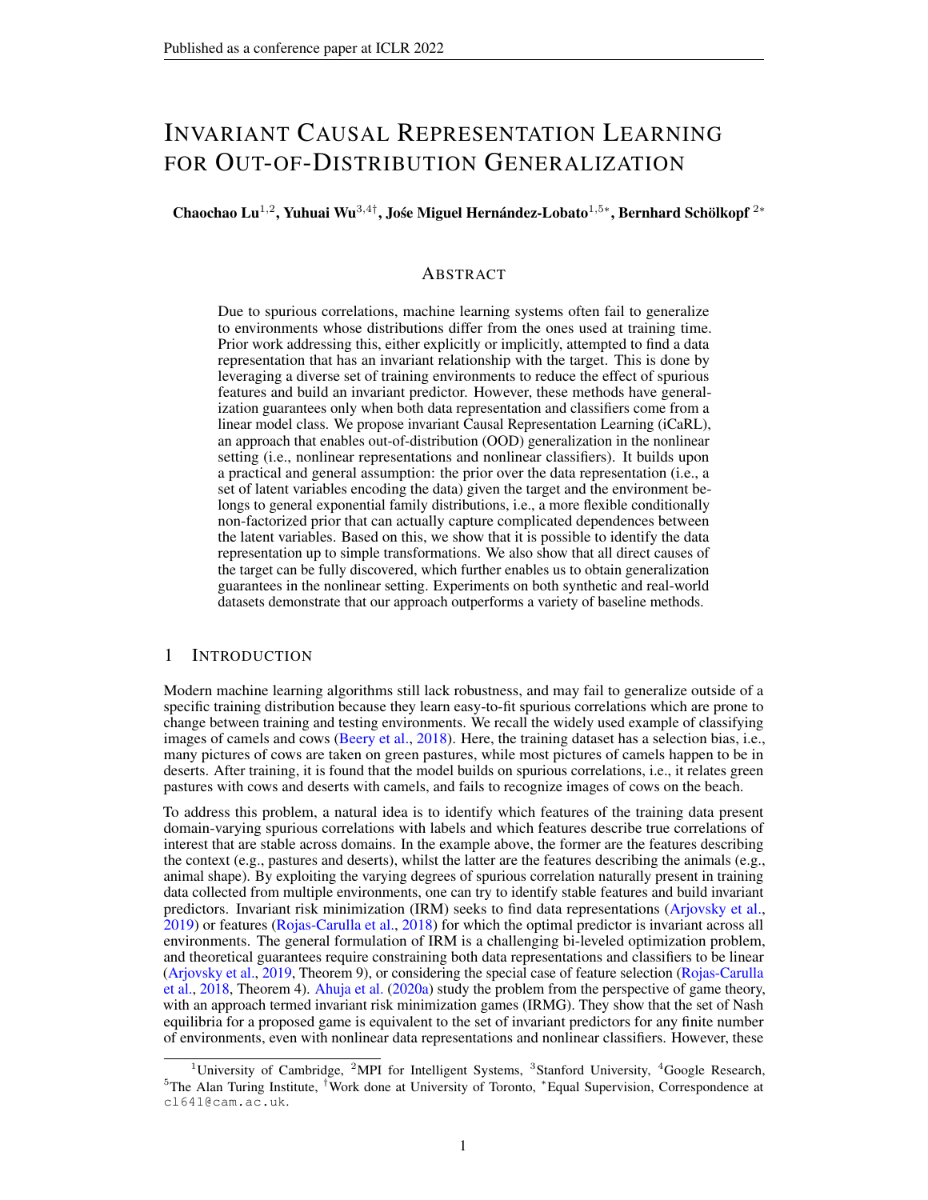# Invariant Causal Representation Learning for Out-of-Distribution Generalization

**Chaochao Lu**[1,2], **Yuhuai Wu**[3,4†], **Jośe Miguel Hernández-Lobato**[1,5*], **Bernhard Schölkopf**[2*]

## Abstract

Due to spurious correlations, machine learning systems often fail to generalize to environments whose distributions differ from the ones used at training time. Prior work addressing this, either explicitly or implicitly, attempted to find a data representation that has an invariant relationship with the target. This is done by leveraging a diverse set of training environments to reduce the effect of spurious features and build an invariant predictor. However, these methods have generalization guarantees only when both data representation and classifiers come from a linear model class. We propose invariant Causal Representation Learning (iCaRL), an approach that enables out-of-distribution (OOD) generalization in the nonlinear setting (i.e., nonlinear representations and nonlinear classifiers). It builds upon a practical and general assumption: the prior over the data representation (i.e., a set of latent variables encoding the data) given the target and the environment belongs to general exponential family distributions, i.e., a more flexible conditionally non-factorized prior that can actually capture complicated dependences between the latent variables. Based on this, we show that it is possible to identify the data representation up to simple transformations. We also show that all direct causes of the target can be fully discovered, which further enables us to obtain generalization guarantees in the nonlinear setting. Experiments on both synthetic and real-world datasets demonstrate that our approach outperforms a variety of baseline methods.

## 1 Introduction

Modern machine learning algorithms still lack robustness, and may fail to generalize outside of a specific training distribution because they learn easy-to-fit spurious correlations which are prone to change between training and testing environments. We recall the widely used example of classifying images of camels and cows (Beery et al., 2018). Here, the training dataset has a selection bias, i.e., many pictures of cows are taken on green pastures, while most pictures of camels happen to be in deserts. After training, it is found that the model builds on spurious correlations, i.e., it relates green pastures with cows and deserts with camels, and fails to recognize images of cows on the beach.

To address this problem, a natural idea is to identify which features of the training data present domain-varying spurious correlations with labels and which features describe true correlations of interest that are stable across domains. In the example above, the former are the features describing the context (e.g., pastures and deserts), whilst the latter are the features describing the animals (e.g., animal shape). By exploiting the varying degrees of spurious correlation naturally present in training data collected from multiple environments, one can try to identify stable features and build invariant predictors. Invariant risk minimization (IRM) seeks to find data representations (Arjovsky et al., 2019) or features (Rojas-Carulla et al., 2018) for which the optimal predictor is invariant across all environments. The general formulation of IRM is a challenging bi-leveled optimization problem, and theoretical guarantees require constraining both data representations and classifiers to be linear (Arjovsky et al., 2019, Theorem 9), or considering the special case of feature selection (Rojas-Carulla et al., 2018, Theorem 4). Ahuja et al. (2020a) study the problem from the perspective of game theory, with an approach termed invariant risk minimization games (IRMG). They show that the set of Nash equilibria for a proposed game is equivalent to the set of invariant predictors for any finite number of environments, even with nonlinear data representations and nonlinear classifiers. However, these

---

[1]University of Cambridge, [2]MPI for Intelligent Systems, [3]Stanford University, [4]Google Research, [5]The Alan Turing Institute, [†]Work done at University of Toronto, [*]Equal Supervision, Correspondence at cl641@cam.ac.uk.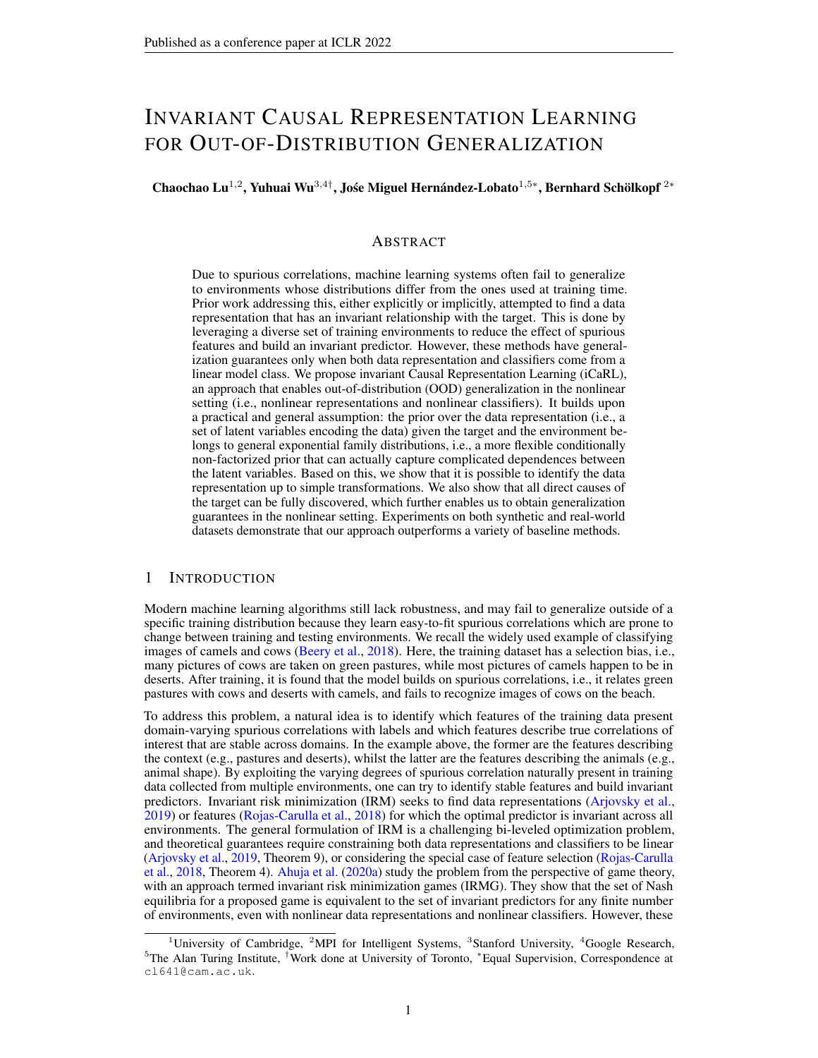# INVARIANT CAUSAL REPRESENTATION LEARNING FOR OUT-OF-DISTRIBUTION GENERALIZATION

**Chaochao Lu**[1,2], **Yuhuai Wu**[3,4†], **José Miguel Hernández-Lobato**[1,5*], **Bernhard Schölkopf**[2*]

## ABSTRACT

Due to spurious correlations, machine learning systems often fail to generalize to environments whose distributions differ from the ones used at training time. Prior work addressing this, either explicitly or implicitly, attempted to find a data representation that has an invariant relationship with the target. This is done by leveraging a diverse set of training environments to reduce the effect of spurious features and build an invariant predictor. However, these methods have generalization guarantees only when both data representation and classifiers come from a linear model class. We propose invariant Causal Representation Learning (iCaRL), an approach that enables out-of-distribution (OOD) generalization in the nonlinear setting (i.e., nonlinear representations and nonlinear classifiers). It builds upon a practical and general assumption: the prior over the data representation (i.e., a set of latent variables encoding the data) given the target and the environment belongs to general exponential family distributions, i.e., a more flexible conditionally non-factorized prior that can actually capture complicated dependences between the latent variables. Based on this, we show that it is possible to identify the data representation up to simple transformations. We also show that all direct causes of the target can be fully discovered, which further enables us to obtain generalization guarantees in the nonlinear setting. Experiments on both synthetic and real-world datasets demonstrate that our approach outperforms a variety of baseline methods.

## 1 INTRODUCTION

Modern machine learning algorithms still lack robustness, and may fail to generalize outside of a specific training distribution because they learn easy-to-fit spurious correlations which are prone to change between training and testing environments. We recall the widely used example of classifying images of camels and cows (Beery et al., 2018). Here, the training dataset has a selection bias, i.e., many pictures of cows are taken on green pastures, while most pictures of camels happen to be in deserts. After training, it is found that the model builds on spurious correlations, i.e., it relates green pastures with cows and deserts with camels, and fails to recognize images of cows on the beach.

To address this problem, a natural idea is to identify which features of the training data present domain-varying spurious correlations with labels and which features describe true correlations of interest that are stable across domains. In the example above, the former are the features describing the context (e.g., pastures and deserts), whilst the latter are the features describing the animals (e.g., animal shape). By exploiting the varying degrees of spurious correlation naturally present in training data collected from multiple environments, one can try to identify stable features and build invariant predictors. Invariant risk minimization (IRM) seeks to find data representations (Arjovsky et al., 2019) or features (Rojas-Carulla et al., 2018) for which the optimal predictor is invariant across all environments. The general formulation of IRM is a challenging bi-leveled optimization problem, and theoretical guarantees require constraining both data representations and classifiers to be linear (Arjovsky et al., 2019, Theorem 9), or considering the special case of feature selection (Rojas-Carulla et al., 2018, Theorem 4). Ahuja et al. (2020a) study the problem from the perspective of game theory, with an approach termed invariant risk minimization games (IRMG). They show that the set of Nash equilibria for a proposed game is equivalent to the set of invariant predictors for any finite number of environments, even with nonlinear data representations and nonlinear classifiers. However, these

---

[1]University of Cambridge, [2]MPI for Intelligent Systems, [3]Stanford University, [4]Google Research, [5]The Alan Turing Institute, [†]Work done at University of Toronto, [*]Equal Supervision, Correspondence at cl641@cam.ac.uk.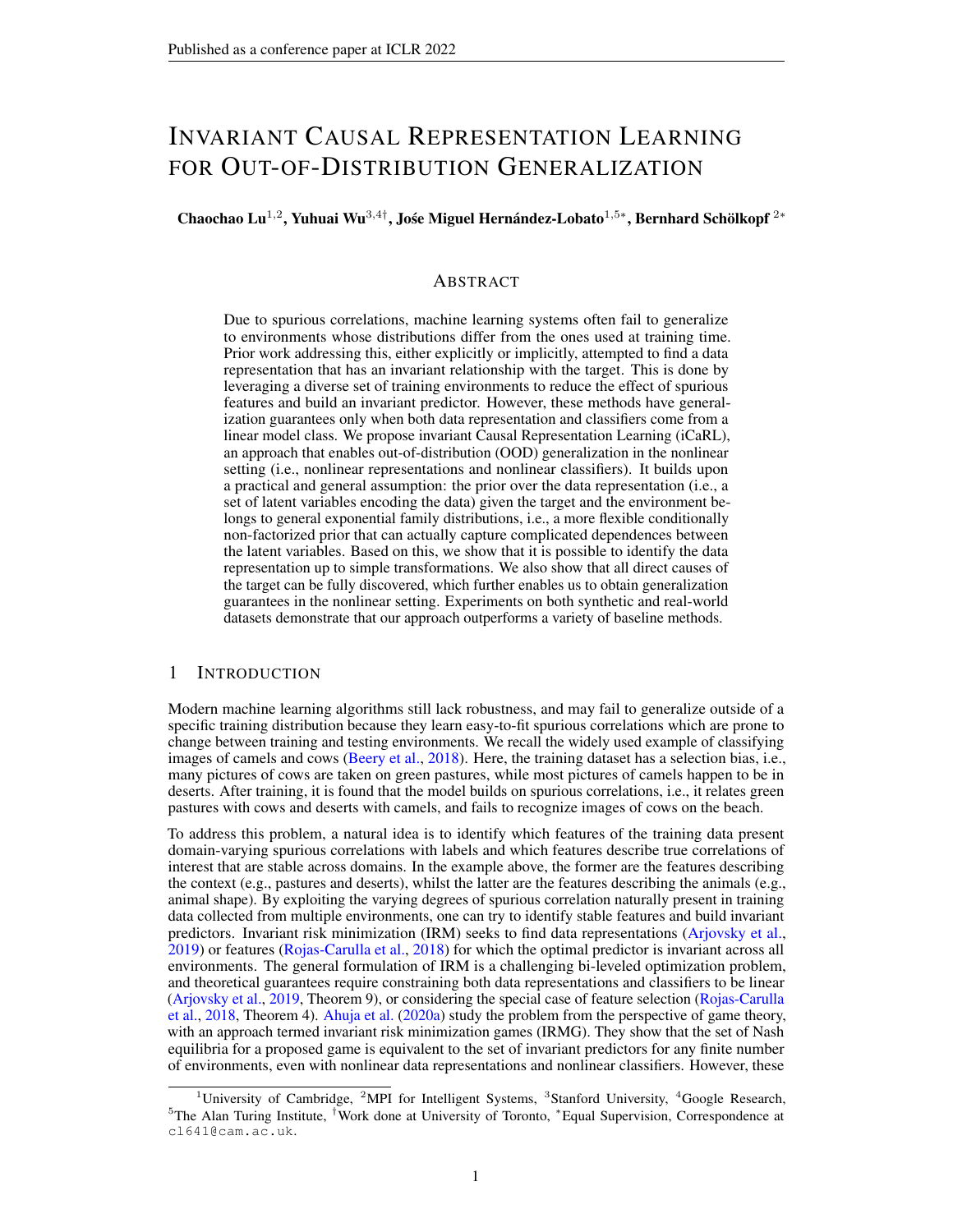# Invariant Causal Representation Learning for Out-of-Distribution Generalization

**Chaochao Lu**[1,2], **Yuhuai Wu**[3,4†], **José Miguel Hernández-Lobato**[1,5*], **Bernhard Schölkopf**[2*]

## Abstract

Due to spurious correlations, machine learning systems often fail to generalize to environments whose distributions differ from the ones used at training time. Prior work addressing this, either explicitly or implicitly, attempted to find a data representation that has an invariant relationship with the target. This is done by leveraging a diverse set of training environments to reduce the effect of spurious features and build an invariant predictor. However, these methods have generalization guarantees only when both data representation and classifiers come from a linear model class. We propose invariant Causal Representation Learning (iCaRL), an approach that enables out-of-distribution (OOD) generalization in the nonlinear setting (i.e., nonlinear representations and nonlinear classifiers). It builds upon a practical and general assumption: the prior over the data representation (i.e., a set of latent variables encoding the data) given the target and the environment belongs to general exponential family distributions, i.e., a more flexible conditionally non-factorized prior that can actually capture complicated dependences between the latent variables. Based on this, we show that it is possible to identify the data representation up to simple transformations. We also show that all direct causes of the target can be fully discovered, which further enables us to obtain generalization guarantees in the nonlinear setting. Experiments on both synthetic and real-world datasets demonstrate that our approach outperforms a variety of baseline methods.

## 1 Introduction

Modern machine learning algorithms still lack robustness, and may fail to generalize outside of a specific training distribution because they learn easy-to-fit spurious correlations which are prone to change between training and testing environments. We recall the widely used example of classifying images of camels and cows (Beery et al., 2018). Here, the training dataset has a selection bias, i.e., many pictures of cows are taken on green pastures, while most pictures of camels happen to be in deserts. After training, it is found that the model builds on spurious correlations, i.e., it relates green pastures with cows and deserts with camels, and fails to recognize images of cows on the beach.

To address this problem, a natural idea is to identify which features of the training data present domain-varying spurious correlations with labels and which features describe true correlations of interest that are stable across domains. In the example above, the former are the features describing the context (e.g., pastures and deserts), whilst the latter are the features describing the animals (e.g., animal shape). By exploiting the varying degrees of spurious correlation naturally present in training data collected from multiple environments, one can try to identify stable features and build invariant predictors. Invariant risk minimization (IRM) seeks to find data representations (Arjovsky et al., 2019) or features (Rojas-Carulla et al., 2018) for which the optimal predictor is invariant across all environments. The general formulation of IRM is a challenging bi-leveled optimization problem, and theoretical guarantees require constraining both data representations and classifiers to be linear (Arjovsky et al., 2019, Theorem 9), or considering the special case of feature selection (Rojas-Carulla et al., 2018, Theorem 4). Ahuja et al. (2020a) study the problem from the perspective of game theory, with an approach termed invariant risk minimization games (IRMG). They show that the set of Nash equilibria for a proposed game is equivalent to the set of invariant predictors for any finite number of environments, even with nonlinear data representations and nonlinear classifiers. However, these

[1]University of Cambridge, [2]MPI for Intelligent Systems, [3]Stanford University, [4]Google Research, [5]The Alan Turing Institute, [†]Work done at University of Toronto, [*]Equal Supervision, Correspondence at cl641@cam.ac.uk.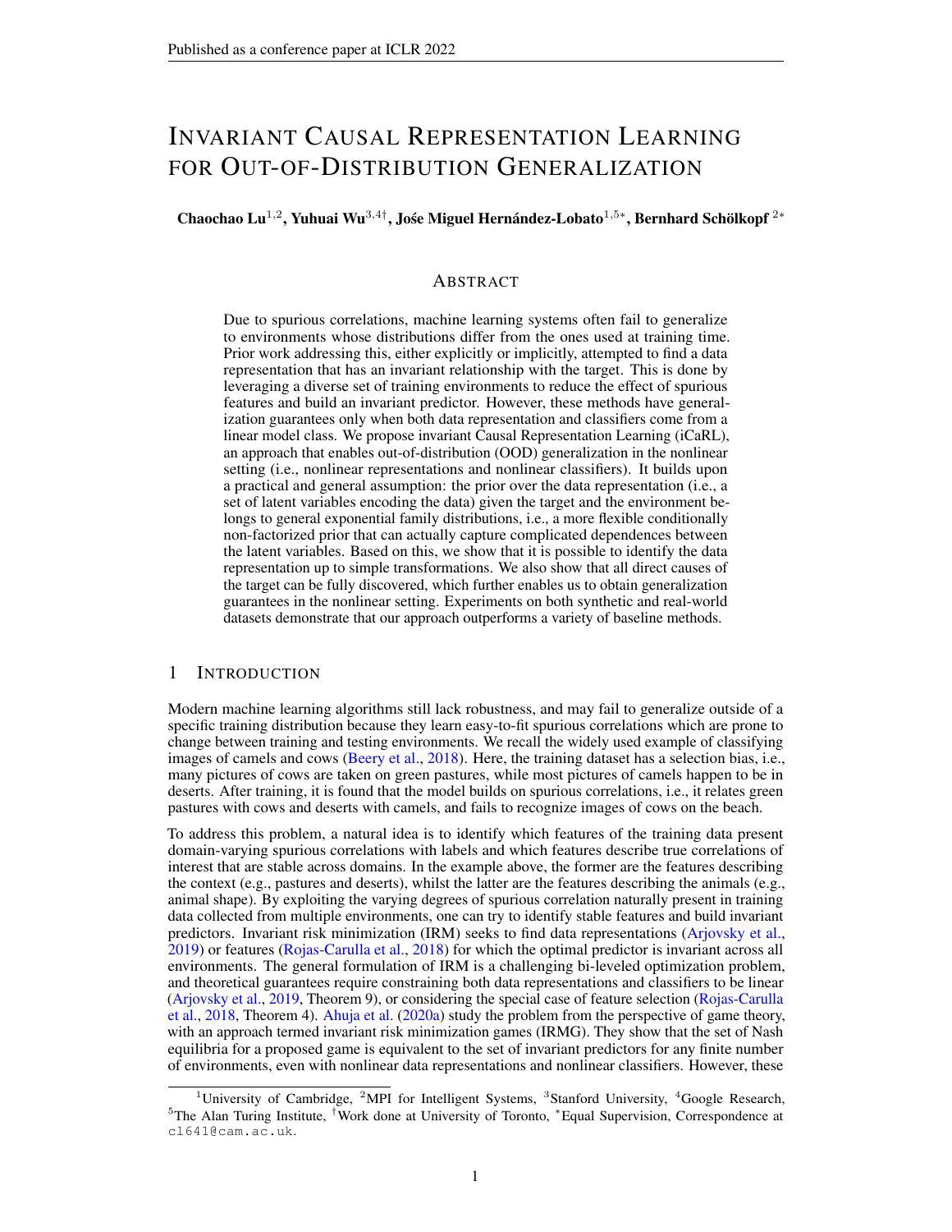# Invariant Causal Representation Learning for Out-of-Distribution Generalization

**Chaochao Lu**[1,2], **Yuhuai Wu**[3,4†], **José Miguel Hernández-Lobato**[1,5*], **Bernhard Schölkopf**[2*]

## Abstract

Due to spurious correlations, machine learning systems often fail to generalize to environments whose distributions differ from the ones used at training time. Prior work addressing this, either explicitly or implicitly, attempted to find a data representation that has an invariant relationship with the target. This is done by leveraging a diverse set of training environments to reduce the effect of spurious features and build an invariant predictor. However, these methods have generalization guarantees only when both data representation and classifiers come from a linear model class. We propose invariant Causal Representation Learning (iCaRL), an approach that enables out-of-distribution (OOD) generalization in the nonlinear setting (i.e., nonlinear representations and nonlinear classifiers). It builds upon a practical and general assumption: the prior over the data representation (i.e., a set of latent variables encoding the data) given the target and the environment belongs to general exponential family distributions, i.e., a more flexible conditionally non-factorized prior that can actually capture complicated dependences between the latent variables. Based on this, we show that it is possible to identify the data representation up to simple transformations. We also show that all direct causes of the target can be fully discovered, which further enables us to obtain generalization guarantees in the nonlinear setting. Experiments on both synthetic and real-world datasets demonstrate that our approach outperforms a variety of baseline methods.

## 1 Introduction

Modern machine learning algorithms still lack robustness, and may fail to generalize outside of a specific training distribution because they learn easy-to-fit spurious correlations which are prone to change between training and testing environments. We recall the widely used example of classifying images of camels and cows (Beery et al., 2018). Here, the training dataset has a selection bias, i.e., many pictures of cows are taken on green pastures, while most pictures of camels happen to be in deserts. After training, it is found that the model builds on spurious correlations, i.e., it relates green pastures with cows and deserts with camels, and fails to recognize images of cows on the beach.

To address this problem, a natural idea is to identify which features of the training data present domain-varying spurious correlations with labels and which features describe true correlations of interest that are stable across domains. In the example above, the former are the features describing the context (e.g., pastures and deserts), whilst the latter are the features describing the animals (e.g., animal shape). By exploiting the varying degrees of spurious correlation naturally present in training data collected from multiple environments, one can try to identify stable features and build invariant predictors. Invariant risk minimization (IRM) seeks to find data representations (Arjovsky et al., 2019) or features (Rojas-Carulla et al., 2018) for which the optimal predictor is invariant across all environments. The general formulation of IRM is a challenging bi-leveled optimization problem, and theoretical guarantees require constraining both data representations and classifiers to be linear (Arjovsky et al., 2019, Theorem 9), or considering the special case of feature selection (Rojas-Carulla et al., 2018, Theorem 4). Ahuja et al. (2020a) study the problem from the perspective of game theory, with an approach termed invariant risk minimization games (IRMG). They show that the set of Nash equilibria for a proposed game is equivalent to the set of invariant predictors for any finite number of environments, even with nonlinear data representations and nonlinear classifiers. However, these

---

[1]University of Cambridge, [2]MPI for Intelligent Systems, [3]Stanford University, [4]Google Research, [5]The Alan Turing Institute, †Work done at University of Toronto, *Equal Supervision, Correspondence at cl641@cam.ac.uk.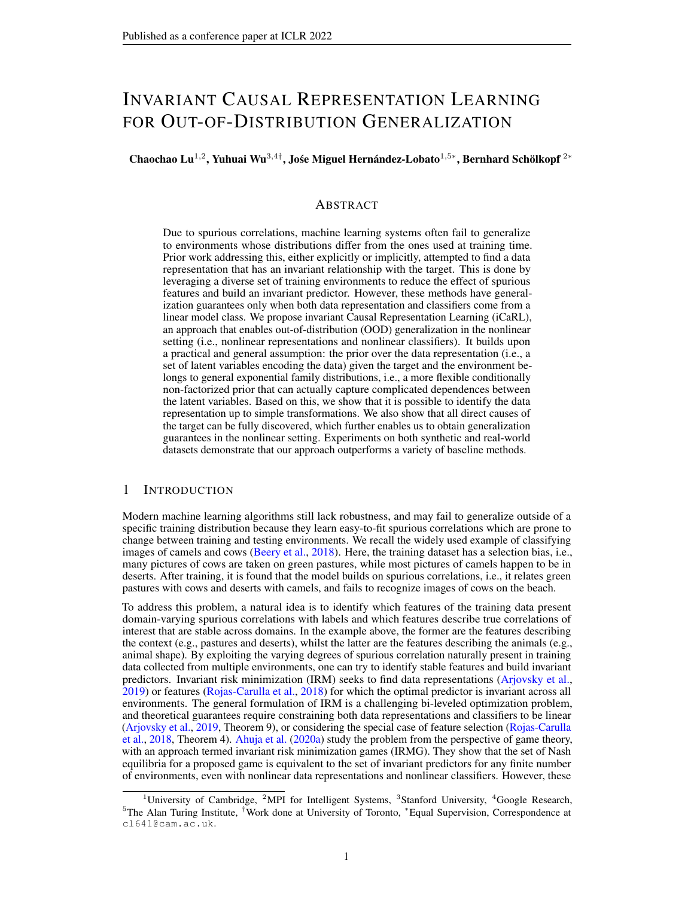# INVARIANT CAUSAL REPRESENTATION LEARNING FOR OUT-OF-DISTRIBUTION GENERALIZATION

**Chaochao Lu**[1,2], **Yuhuai Wu**[3,4†], **José Miguel Hernández-Lobato**[1,5*], **Bernhard Schölkopf**[2*]

## ABSTRACT

Due to spurious correlations, machine learning systems often fail to generalize to environments whose distributions differ from the ones used at training time. Prior work addressing this, either explicitly or implicitly, attempted to find a data representation that has an invariant relationship with the target. This is done by leveraging a diverse set of training environments to reduce the effect of spurious features and build an invariant predictor. However, these methods have generalization guarantees only when both data representation and classifiers come from a linear model class. We propose invariant Causal Representation Learning (iCaRL), an approach that enables out-of-distribution (OOD) generalization in the nonlinear setting (i.e., nonlinear representations and nonlinear classifiers). It builds upon a practical and general assumption: the prior over the data representation (i.e., a set of latent variables encoding the data) given the target and the environment belongs to general exponential family distributions, i.e., a more flexible conditionally non-factorized prior that can actually capture complicated dependences between the latent variables. Based on this, we show that it is possible to identify the data representation up to simple transformations. We also show that all direct causes of the target can be fully discovered, which further enables us to obtain generalization guarantees in the nonlinear setting. Experiments on both synthetic and real-world datasets demonstrate that our approach outperforms a variety of baseline methods.

## 1 INTRODUCTION

Modern machine learning algorithms still lack robustness, and may fail to generalize outside of a specific training distribution because they learn easy-to-fit spurious correlations which are prone to change between training and testing environments. We recall the widely used example of classifying images of camels and cows (Beery et al., 2018). Here, the training dataset has a selection bias, i.e., many pictures of cows are taken on green pastures, while most pictures of camels happen to be in deserts. After training, it is found that the model builds on spurious correlations, i.e., it relates green pastures with cows and deserts with camels, and fails to recognize images of cows on the beach.

To address this problem, a natural idea is to identify which features of the training data present domain-varying spurious correlations with labels and which features describe true correlations of interest that are stable across domains. In the example above, the former are the features describing the context (e.g., pastures and deserts), whilst the latter are the features describing the animals (e.g., animal shape). By exploiting the varying degrees of spurious correlation naturally present in training data collected from multiple environments, one can try to identify stable features and build invariant predictors. Invariant risk minimization (IRM) seeks to find data representations (Arjovsky et al., 2019) or features (Rojas-Carulla et al., 2018) for which the optimal predictor is invariant across all environments. The general formulation of IRM is a challenging bi-leveled optimization problem, and theoretical guarantees require constraining both data representations and classifiers to be linear (Arjovsky et al., 2019, Theorem 9), or considering the special case of feature selection (Rojas-Carulla et al., 2018, Theorem 4). Ahuja et al. (2020a) study the problem from the perspective of game theory, with an approach termed invariant risk minimization games (IRMG). They show that the set of Nash equilibria for a proposed game is equivalent to the set of invariant predictors for any finite number of environments, even with nonlinear data representations and nonlinear classifiers. However, these

[1]University of Cambridge, [2]MPI for Intelligent Systems, [3]Stanford University, [4]Google Research, [5]The Alan Turing Institute, †Work done at University of Toronto, *Equal Supervision, Correspondence at cl641@cam.ac.uk.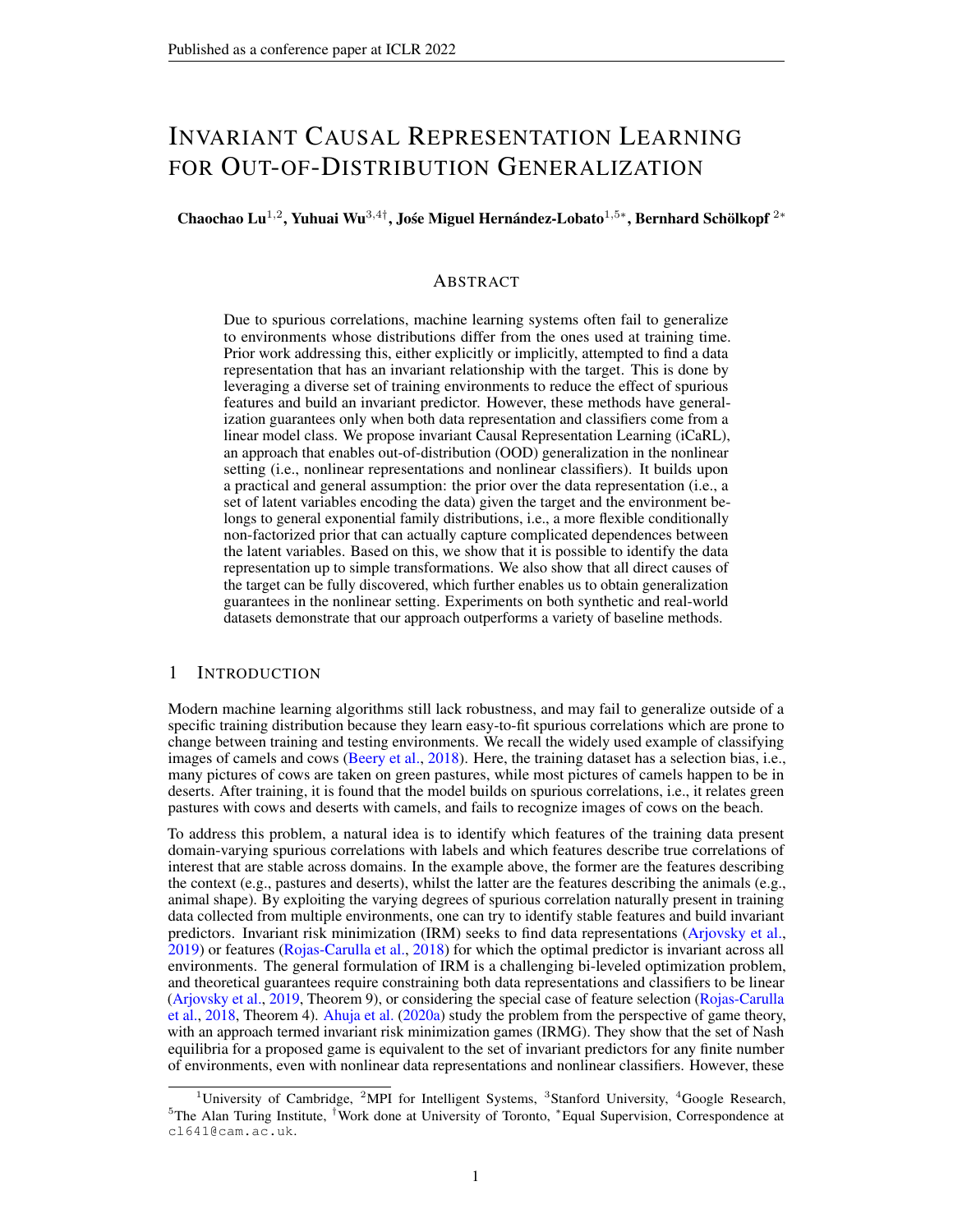# Invariant Causal Representation Learning for Out-of-Distribution Generalization

**Chaochao Lu**[1,2], **Yuhuai Wu**[3,4†], **José Miguel Hernández-Lobato**[1,5*], **Bernhard Schölkopf**[2*]

## Abstract

Due to spurious correlations, machine learning systems often fail to generalize to environments whose distributions differ from the ones used at training time. Prior work addressing this, either explicitly or implicitly, attempted to find a data representation that has an invariant relationship with the target. This is done by leveraging a diverse set of training environments to reduce the effect of spurious features and build an invariant predictor. However, these methods have generalization guarantees only when both data representation and classifiers come from a linear model class. We propose invariant Causal Representation Learning (iCaRL), an approach that enables out-of-distribution (OOD) generalization in the nonlinear setting (i.e., nonlinear representations and nonlinear classifiers). It builds upon a practical and general assumption: the prior over the data representation (i.e., a set of latent variables encoding the data) given the target and the environment belongs to general exponential family distributions, i.e., a more flexible conditionally non-factorized prior that can actually capture complicated dependences between the latent variables. Based on this, we show that it is possible to identify the data representation up to simple transformations. We also show that all direct causes of the target can be fully discovered, which further enables us to obtain generalization guarantees in the nonlinear setting. Experiments on both synthetic and real-world datasets demonstrate that our approach outperforms a variety of baseline methods.

## 1 Introduction

Modern machine learning algorithms still lack robustness, and may fail to generalize outside of a specific training distribution because they learn easy-to-fit spurious correlations which are prone to change between training and testing environments. We recall the widely used example of classifying images of camels and cows (Beery et al., 2018). Here, the training dataset has a selection bias, i.e., many pictures of cows are taken on green pastures, while most pictures of camels happen to be in deserts. After training, it is found that the model builds on spurious correlations, i.e., it relates green pastures with cows and deserts with camels, and fails to recognize images of cows on the beach.

To address this problem, a natural idea is to identify which features of the training data present domain-varying spurious correlations with labels and which features describe true correlations of interest that are stable across domains. In the example above, the former are the features describing the context (e.g., pastures and deserts), whilst the latter are the features describing the animals (e.g., animal shape). By exploiting the varying degrees of spurious correlation naturally present in training data collected from multiple environments, one can try to identify stable features and build invariant predictors. Invariant risk minimization (IRM) seeks to find data representations (Arjovsky et al., 2019) or features (Rojas-Carulla et al., 2018) for which the optimal predictor is invariant across all environments. The general formulation of IRM is a challenging bi-leveled optimization problem, and theoretical guarantees require constraining both data representations and classifiers to be linear (Arjovsky et al., 2019, Theorem 9), or considering the special case of feature selection (Rojas-Carulla et al., 2018, Theorem 4). Ahuja et al. (2020a) study the problem from the perspective of game theory, with an approach termed invariant risk minimization games (IRMG). They show that the set of Nash equilibria for a proposed game is equivalent to the set of invariant predictors for any finite number of environments, even with nonlinear data representations and nonlinear classifiers. However, these

---

[1]University of Cambridge, [2]MPI for Intelligent Systems, [3]Stanford University, [4]Google Research, [5]The Alan Turing Institute, [†]Work done at University of Toronto, [*]Equal Supervision, Correspondence at cl641@cam.ac.uk.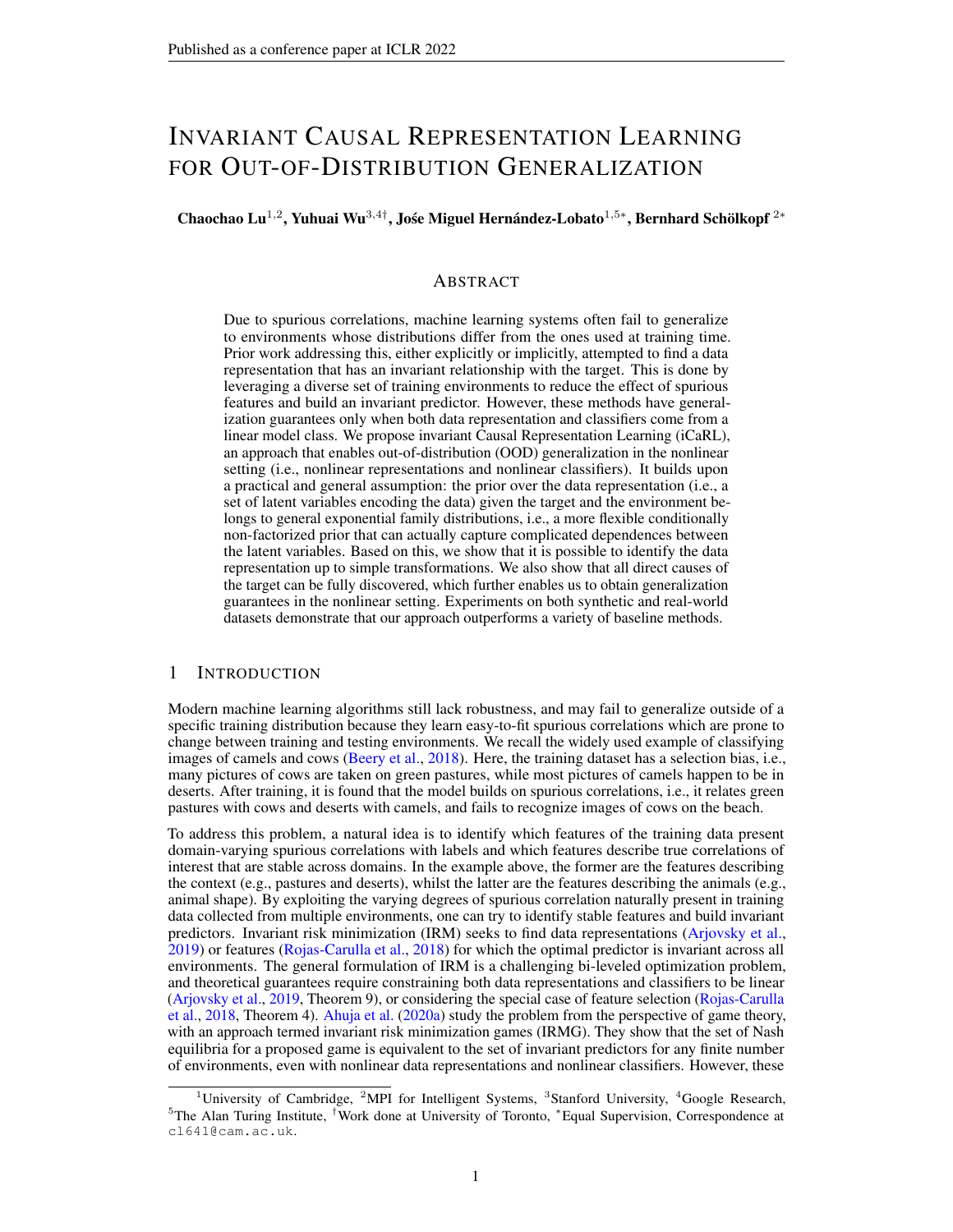# INVARIANT CAUSAL REPRESENTATION LEARNING FOR OUT-OF-DISTRIBUTION GENERALIZATION

**Chaochao Lu**[1,2], **Yuhuai Wu**[3,4†], **José Miguel Hernández-Lobato**[1,5*], **Bernhard Schölkopf**[2*]

## ABSTRACT

Due to spurious correlations, machine learning systems often fail to generalize to environments whose distributions differ from the ones used at training time. Prior work addressing this, either explicitly or implicitly, attempted to find a data representation that has an invariant relationship with the target. This is done by leveraging a diverse set of training environments to reduce the effect of spurious features and build an invariant predictor. However, these methods have generalization guarantees only when both data representation and classifiers come from a linear model class. We propose invariant Causal Representation Learning (iCaRL), an approach that enables out-of-distribution (OOD) generalization in the nonlinear setting (i.e., nonlinear representations and nonlinear classifiers). It builds upon a practical and general assumption: the prior over the data representation (i.e., a set of latent variables encoding the data) given the target and the environment belongs to general exponential family distributions, i.e., a more flexible conditionally non-factorized prior that can actually capture complicated dependences between the latent variables. Based on this, we show that it is possible to identify the data representation up to simple transformations. We also show that all direct causes of the target can be fully discovered, which further enables us to obtain generalization guarantees in the nonlinear setting. Experiments on both synthetic and real-world datasets demonstrate that our approach outperforms a variety of baseline methods.

## 1 INTRODUCTION

Modern machine learning algorithms still lack robustness, and may fail to generalize outside of a specific training distribution because they learn easy-to-fit spurious correlations which are prone to change between training and testing environments. We recall the widely used example of classifying images of camels and cows (Beery et al., 2018). Here, the training dataset has a selection bias, i.e., many pictures of cows are taken on green pastures, while most pictures of camels happen to be in deserts. After training, it is found that the model builds on spurious correlations, i.e., it relates green pastures with cows and deserts with camels, and fails to recognize images of cows on the beach.

To address this problem, a natural idea is to identify which features of the training data present domain-varying spurious correlations with labels and which features describe true correlations of interest that are stable across domains. In the example above, the former are the features describing the context (e.g., pastures and deserts), whilst the latter are the features describing the animals (e.g., animal shape). By exploiting the varying degrees of spurious correlation naturally present in training data collected from multiple environments, one can try to identify stable features and build invariant predictors. Invariant risk minimization (IRM) seeks to find data representations (Arjovsky et al., 2019) or features (Rojas-Carulla et al., 2018) for which the optimal predictor is invariant across all environments. The general formulation of IRM is a challenging bi-leveled optimization problem, and theoretical guarantees require constraining both data representations and classifiers to be linear (Arjovsky et al., 2019, Theorem 9), or considering the special case of feature selection (Rojas-Carulla et al., 2018, Theorem 4). Ahuja et al. (2020a) study the problem from the perspective of game theory, with an approach termed invariant risk minimization games (IRMG). They show that the set of Nash equilibria for a proposed game is equivalent to the set of invariant predictors for any finite number of environments, even with nonlinear data representations and nonlinear classifiers. However, these

---

[1]University of Cambridge, [2]MPI for Intelligent Systems, [3]Stanford University, [4]Google Research, [5]The Alan Turing Institute, †Work done at University of Toronto, *Equal Supervision, Correspondence at cl641@cam.ac.uk.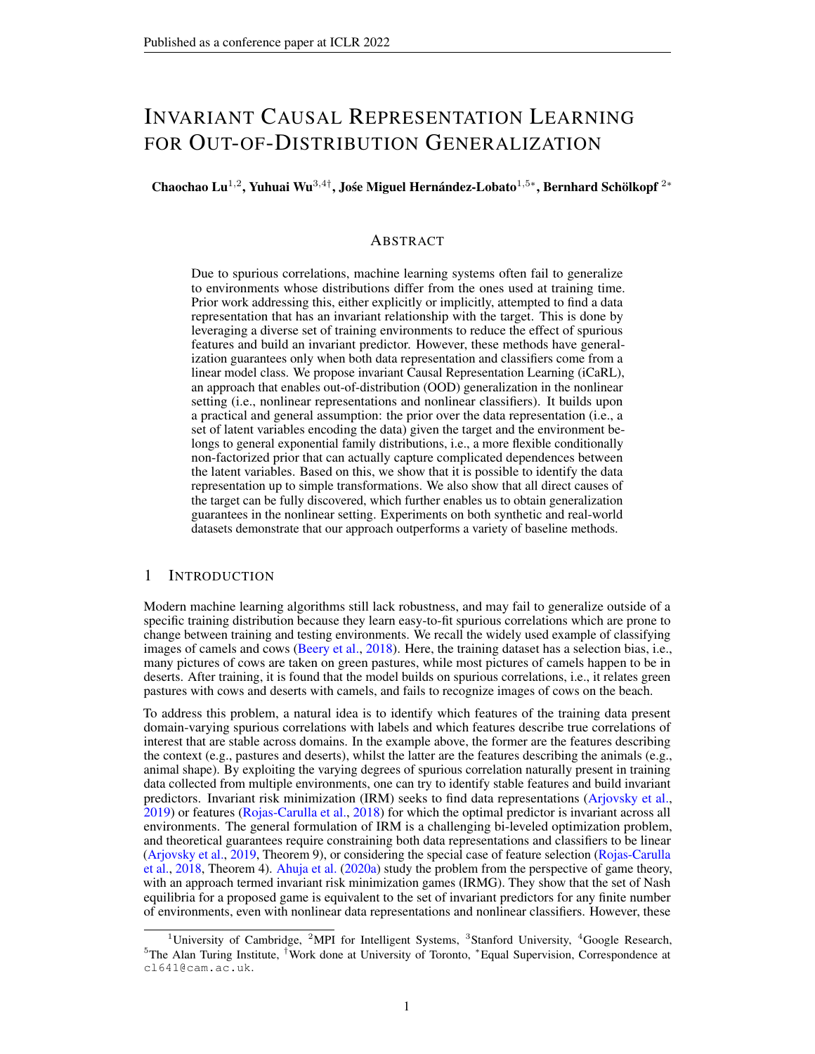# Invariant Causal Representation Learning for Out-of-Distribution Generalization

**Chaochao Lu**[1,2], **Yuhuai Wu**[3,4†], **José Miguel Hernández-Lobato**[1,5*], **Bernhard Schölkopf**[2*]

## Abstract

Due to spurious correlations, machine learning systems often fail to generalize to environments whose distributions differ from the ones used at training time. Prior work addressing this, either explicitly or implicitly, attempted to find a data representation that has an invariant relationship with the target. This is done by leveraging a diverse set of training environments to reduce the effect of spurious features and build an invariant predictor. However, these methods have generalization guarantees only when both data representation and classifiers come from a linear model class. We propose invariant Causal Representation Learning (iCaRL), an approach that enables out-of-distribution (OOD) generalization in the nonlinear setting (i.e., nonlinear representations and nonlinear classifiers). It builds upon a practical and general assumption: the prior over the data representation (i.e., a set of latent variables encoding the data) given the target and the environment belongs to general exponential family distributions, i.e., a more flexible conditionally non-factorized prior that can actually capture complicated dependences between the latent variables. Based on this, we show that it is possible to identify the data representation up to simple transformations. We also show that all direct causes of the target can be fully discovered, which further enables us to obtain generalization guarantees in the nonlinear setting. Experiments on both synthetic and real-world datasets demonstrate that our approach outperforms a variety of baseline methods.

## 1 Introduction

Modern machine learning algorithms still lack robustness, and may fail to generalize outside of a specific training distribution because they learn easy-to-fit spurious correlations which are prone to change between training and testing environments. We recall the widely used example of classifying images of camels and cows (Beery et al., 2018). Here, the training dataset has a selection bias, i.e., many pictures of cows are taken on green pastures, while most pictures of camels happen to be in deserts. After training, it is found that the model builds on spurious correlations, i.e., it relates green pastures with cows and deserts with camels, and fails to recognize images of cows on the beach.

To address this problem, a natural idea is to identify which features of the training data present domain-varying spurious correlations with labels and which features describe true correlations of interest that are stable across domains. In the example above, the former are the features describing the context (e.g., pastures and deserts), whilst the latter are the features describing the animals (e.g., animal shape). By exploiting the varying degrees of spurious correlation naturally present in training data collected from multiple environments, one can try to identify stable features and build invariant predictors. Invariant risk minimization (IRM) seeks to find data representations (Arjovsky et al., 2019) or features (Rojas-Carulla et al., 2018) for which the optimal predictor is invariant across all environments. The general formulation of IRM is a challenging bi-leveled optimization problem, and theoretical guarantees require constraining both data representations and classifiers to be linear (Arjovsky et al., 2019, Theorem 9), or considering the special case of feature selection (Rojas-Carulla et al., 2018, Theorem 4). Ahuja et al. (2020a) study the problem from the perspective of game theory, with an approach termed invariant risk minimization games (IRMG). They show that the set of Nash equilibria for a proposed game is equivalent to the set of invariant predictors for any finite number of environments, even with nonlinear data representations and nonlinear classifiers. However, these

[1]University of Cambridge, [2]MPI for Intelligent Systems, [3]Stanford University, [4]Google Research, [5]The Alan Turing Institute, [†]Work done at University of Toronto, [*]Equal Supervision, Correspondence at cl641@cam.ac.uk.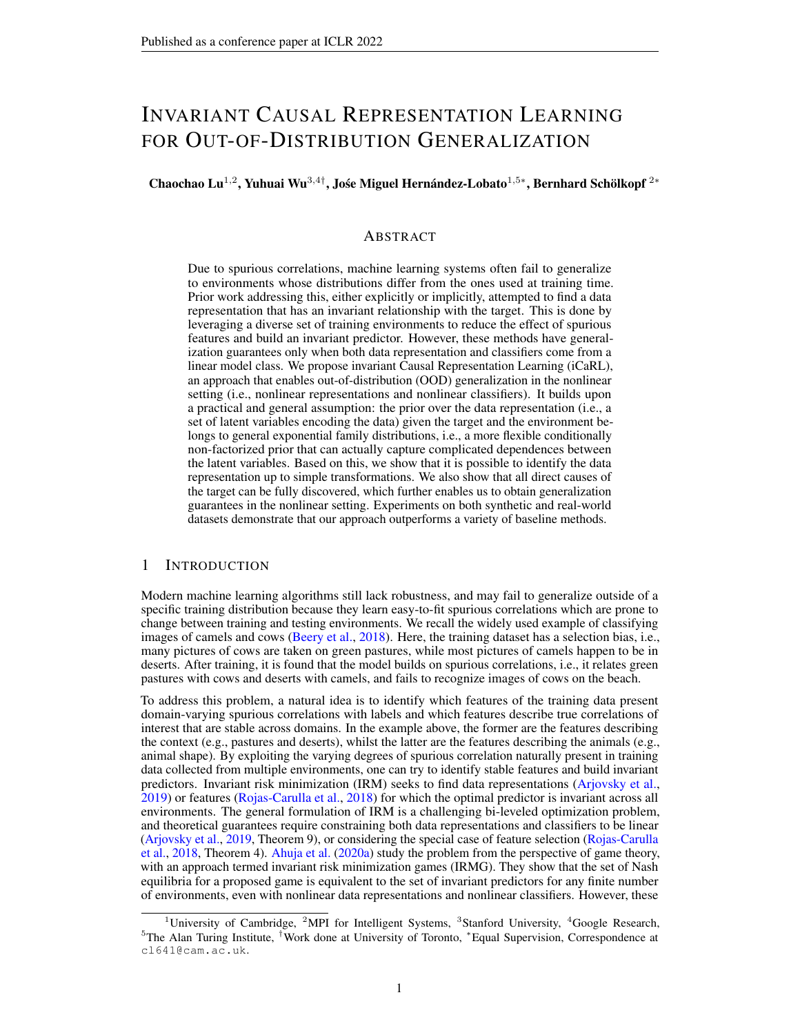# Invariant Causal Representation Learning for Out-of-Distribution Generalization

**Chaochao Lu**[1,2], **Yuhuai Wu**[3,4†], **José Miguel Hernández-Lobato**[1,5*], **Bernhard Schölkopf**[2*]

## Abstract

Due to spurious correlations, machine learning systems often fail to generalize to environments whose distributions differ from the ones used at training time. Prior work addressing this, either explicitly or implicitly, attempted to find a data representation that has an invariant relationship with the target. This is done by leveraging a diverse set of training environments to reduce the effect of spurious features and build an invariant predictor. However, these methods have generalization guarantees only when both data representation and classifiers come from a linear model class. We propose invariant Causal Representation Learning (iCaRL), an approach that enables out-of-distribution (OOD) generalization in the nonlinear setting (i.e., nonlinear representations and nonlinear classifiers). It builds upon a practical and general assumption: the prior over the data representation (i.e., a set of latent variables encoding the data) given the target and the environment belongs to general exponential family distributions, i.e., a more flexible conditionally non-factorized prior that can actually capture complicated dependences between the latent variables. Based on this, we show that it is possible to identify the data representation up to simple transformations. We also show that all direct causes of the target can be fully discovered, which further enables us to obtain generalization guarantees in the nonlinear setting. Experiments on both synthetic and real-world datasets demonstrate that our approach outperforms a variety of baseline methods.

## 1 Introduction

Modern machine learning algorithms still lack robustness, and may fail to generalize outside of a specific training distribution because they learn easy-to-fit spurious correlations which are prone to change between training and testing environments. We recall the widely used example of classifying images of camels and cows (Beery et al., 2018). Here, the training dataset has a selection bias, i.e., many pictures of cows are taken on green pastures, while most pictures of camels happen to be in deserts. After training, it is found that the model builds on spurious correlations, i.e., it relates green pastures with cows and deserts with camels, and fails to recognize images of cows on the beach.

To address this problem, a natural idea is to identify which features of the training data present domain-varying spurious correlations with labels and which features describe true correlations of interest that are stable across domains. In the example above, the former are the features describing the context (e.g., pastures and deserts), whilst the latter are the features describing the animals (e.g., animal shape). By exploiting the varying degrees of spurious correlation naturally present in training data collected from multiple environments, one can try to identify stable features and build invariant predictors. Invariant risk minimization (IRM) seeks to find data representations (Arjovsky et al., 2019) or features (Rojas-Carulla et al., 2018) for which the optimal predictor is invariant across all environments. The general formulation of IRM is a challenging bi-leveled optimization problem, and theoretical guarantees require constraining both data representations and classifiers to be linear (Arjovsky et al., 2019, Theorem 9), or considering the special case of feature selection (Rojas-Carulla et al., 2018, Theorem 4). Ahuja et al. (2020a) study the problem from the perspective of game theory, with an approach termed invariant risk minimization games (IRMG). They show that the set of Nash equilibria for a proposed game is equivalent to the set of invariant predictors for any finite number of environments, even with nonlinear data representations and nonlinear classifiers. However, these

---

[1]University of Cambridge, [2]MPI for Intelligent Systems, [3]Stanford University, [4]Google Research, [5]The Alan Turing Institute, [†]Work done at University of Toronto, [*]Equal Supervision, Correspondence at cl641@cam.ac.uk.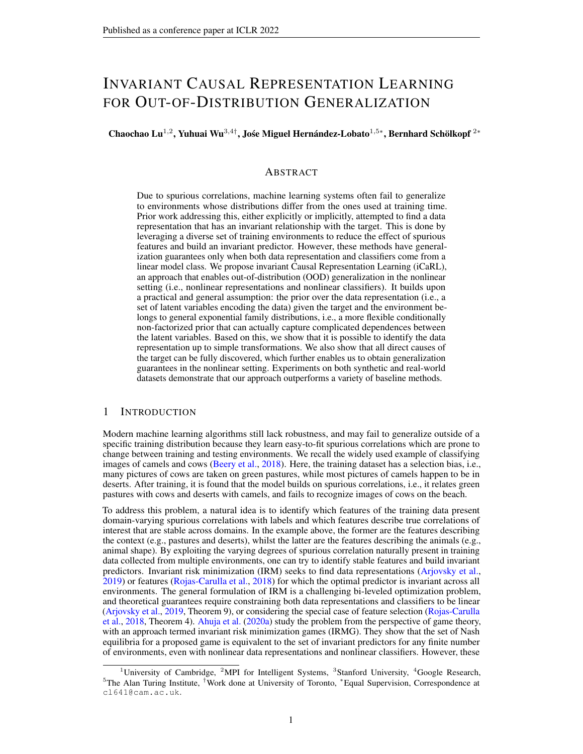# Invariant Causal Representation Learning for Out-of-Distribution Generalization

**Chaochao Lu**[1,2], **Yuhuai Wu**[3,4†], **José Miguel Hernández-Lobato**[1,5*], **Bernhard Schölkopf**[2*]

## Abstract

Due to spurious correlations, machine learning systems often fail to generalize to environments whose distributions differ from the ones used at training time. Prior work addressing this, either explicitly or implicitly, attempted to find a data representation that has an invariant relationship with the target. This is done by leveraging a diverse set of training environments to reduce the effect of spurious features and build an invariant predictor. However, these methods have generalization guarantees only when both data representation and classifiers come from a linear model class. We propose invariant Causal Representation Learning (iCaRL), an approach that enables out-of-distribution (OOD) generalization in the nonlinear setting (i.e., nonlinear representations and nonlinear classifiers). It builds upon a practical and general assumption: the prior over the data representation (i.e., a set of latent variables encoding the data) given the target and the environment belongs to general exponential family distributions, i.e., a more flexible conditionally non-factorized prior that can actually capture complicated dependences between the latent variables. Based on this, we show that it is possible to identify the data representation up to simple transformations. We also show that all direct causes of the target can be fully discovered, which further enables us to obtain generalization guarantees in the nonlinear setting. Experiments on both synthetic and real-world datasets demonstrate that our approach outperforms a variety of baseline methods.

## 1 Introduction

Modern machine learning algorithms still lack robustness, and may fail to generalize outside of a specific training distribution because they learn easy-to-fit spurious correlations which are prone to change between training and testing environments. We recall the widely used example of classifying images of camels and cows (Beery et al., 2018). Here, the training dataset has a selection bias, i.e., many pictures of cows are taken on green pastures, while most pictures of camels happen to be in deserts. After training, it is found that the model builds on spurious correlations, i.e., it relates green pastures with cows and deserts with camels, and fails to recognize images of cows on the beach.

To address this problem, a natural idea is to identify which features of the training data present domain-varying spurious correlations with labels and which features describe true correlations of interest that are stable across domains. In the example above, the former are the features describing the context (e.g., pastures and deserts), whilst the latter are the features describing the animals (e.g., animal shape). By exploiting the varying degrees of spurious correlation naturally present in training data collected from multiple environments, one can try to identify stable features and build invariant predictors. Invariant risk minimization (IRM) seeks to find data representations (Arjovsky et al., 2019) or features (Rojas-Carulla et al., 2018) for which the optimal predictor is invariant across all environments. The general formulation of IRM is a challenging bi-leveled optimization problem, and theoretical guarantees require constraining both data representations and classifiers to be linear (Arjovsky et al., 2019, Theorem 9), or considering the special case of feature selection (Rojas-Carulla et al., 2018, Theorem 4). Ahuja et al. (2020a) study the problem from the perspective of game theory, with an approach termed invariant risk minimization games (IRMG). They show that the set of Nash equilibria for a proposed game is equivalent to the set of invariant predictors for any finite number of environments, even with nonlinear data representations and nonlinear classifiers. However, these

---

[1]University of Cambridge, [2]MPI for Intelligent Systems, [3]Stanford University, [4]Google Research, [5]The Alan Turing Institute, †Work done at University of Toronto, *Equal Supervision, Correspondence at cl641@cam.ac.uk.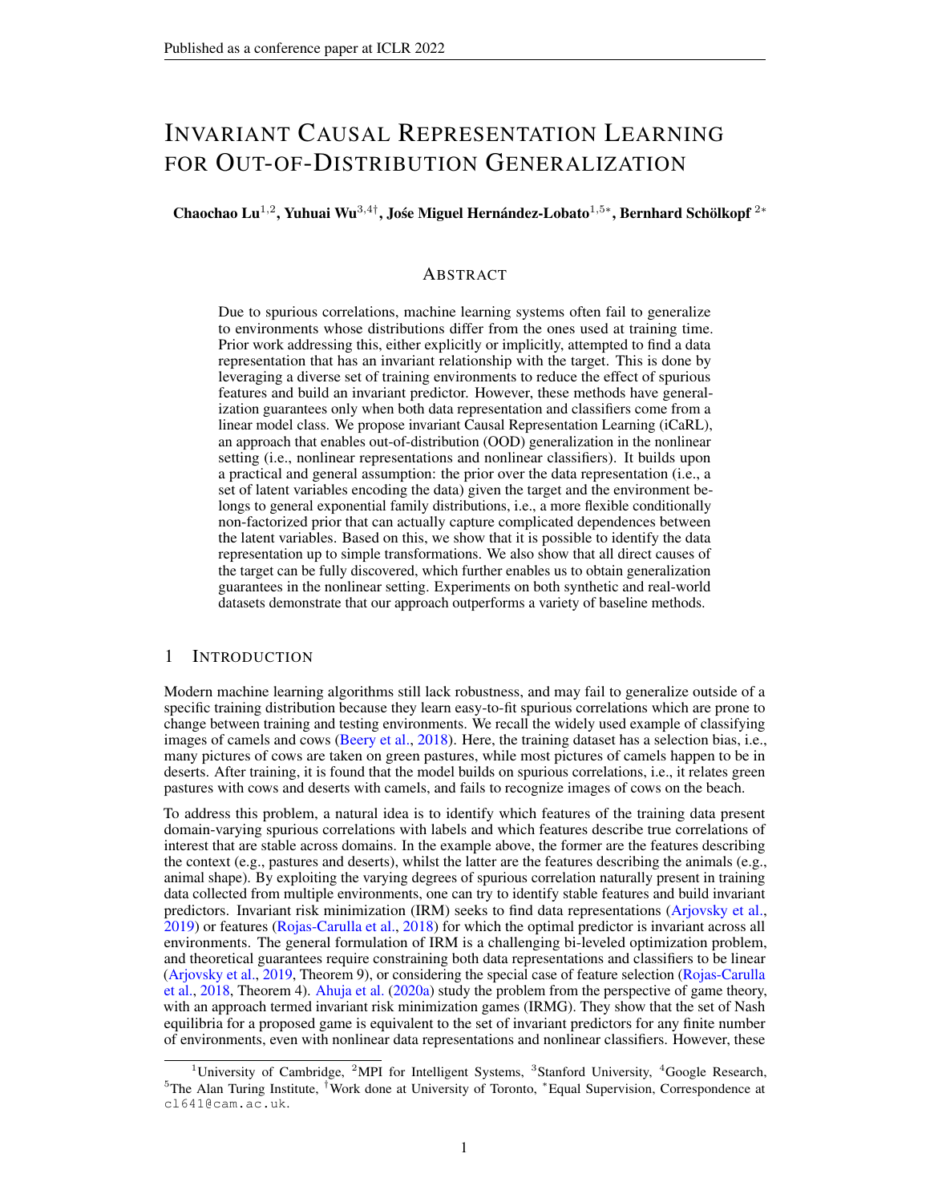# Invariant Causal Representation Learning for Out-of-Distribution Generalization

**Chaochao Lu**[1,2], **Yuhuai Wu**[3,4†], **José Miguel Hernández-Lobato**[1,5*], **Bernhard Schölkopf**[2*]

## Abstract

Due to spurious correlations, machine learning systems often fail to generalize to environments whose distributions differ from the ones used at training time. Prior work addressing this, either explicitly or implicitly, attempted to find a data representation that has an invariant relationship with the target. This is done by leveraging a diverse set of training environments to reduce the effect of spurious features and build an invariant predictor. However, these methods have generalization guarantees only when both data representation and classifiers come from a linear model class. We propose invariant Causal Representation Learning (iCaRL), an approach that enables out-of-distribution (OOD) generalization in the nonlinear setting (i.e., nonlinear representations and nonlinear classifiers). It builds upon a practical and general assumption: the prior over the data representation (i.e., a set of latent variables encoding the data) given the target and the environment belongs to general exponential family distributions, i.e., a more flexible conditionally non-factorized prior that can actually capture complicated dependences between the latent variables. Based on this, we show that it is possible to identify the data representation up to simple transformations. We also show that all direct causes of the target can be fully discovered, which further enables us to obtain generalization guarantees in the nonlinear setting. Experiments on both synthetic and real-world datasets demonstrate that our approach outperforms a variety of baseline methods.

## 1 Introduction

Modern machine learning algorithms still lack robustness, and may fail to generalize outside of a specific training distribution because they learn easy-to-fit spurious correlations which are prone to change between training and testing environments. We recall the widely used example of classifying images of camels and cows (Beery et al., 2018). Here, the training dataset has a selection bias, i.e., many pictures of cows are taken on green pastures, while most pictures of camels happen to be in deserts. After training, it is found that the model builds on spurious correlations, i.e., it relates green pastures with cows and deserts with camels, and fails to recognize images of cows on the beach.

To address this problem, a natural idea is to identify which features of the training data present domain-varying spurious correlations with labels and which features describe true correlations of interest that are stable across domains. In the example above, the former are the features describing the context (e.g., pastures and deserts), whilst the latter are the features describing the animals (e.g., animal shape). By exploiting the varying degrees of spurious correlation naturally present in training data collected from multiple environments, one can try to identify stable features and build invariant predictors. Invariant risk minimization (IRM) seeks to find data representations (Arjovsky et al., 2019) or features (Rojas-Carulla et al., 2018) for which the optimal predictor is invariant across all environments. The general formulation of IRM is a challenging bi-leveled optimization problem, and theoretical guarantees require constraining both data representations and classifiers to be linear (Arjovsky et al., 2019, Theorem 9), or considering the special case of feature selection (Rojas-Carulla et al., 2018, Theorem 4). Ahuja et al. (2020a) study the problem from the perspective of game theory, with an approach termed invariant risk minimization games (IRMG). They show that the set of Nash equilibria for a proposed game is equivalent to the set of invariant predictors for any finite number of environments, even with nonlinear data representations and nonlinear classifiers. However, these

---

[1]University of Cambridge, [2]MPI for Intelligent Systems, [3]Stanford University, [4]Google Research, [5]The Alan Turing Institute, [†]Work done at University of Toronto, [*]Equal Supervision, Correspondence at cl641@cam.ac.uk.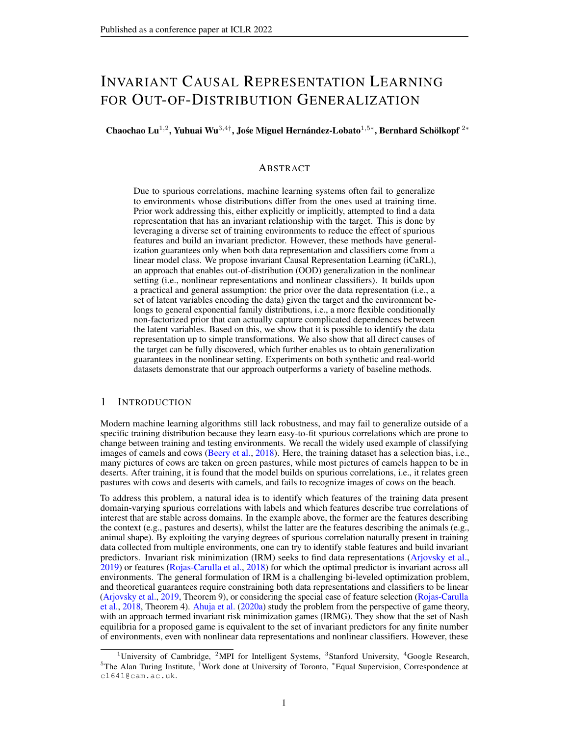# Invariant Causal Representation Learning for Out-of-Distribution Generalization

**Chaochao Lu**[1,2], **Yuhuai Wu**[3,4†], **José Miguel Hernández-Lobato**[1,5*], **Bernhard Schölkopf**[2*]

## Abstract

Due to spurious correlations, machine learning systems often fail to generalize to environments whose distributions differ from the ones used at training time. Prior work addressing this, either explicitly or implicitly, attempted to find a data representation that has an invariant relationship with the target. This is done by leveraging a diverse set of training environments to reduce the effect of spurious features and build an invariant predictor. However, these methods have generalization guarantees only when both data representation and classifiers come from a linear model class. We propose invariant Causal Representation Learning (iCaRL), an approach that enables out-of-distribution (OOD) generalization in the nonlinear setting (i.e., nonlinear representations and nonlinear classifiers). It builds upon a practical and general assumption: the prior over the data representation (i.e., a set of latent variables encoding the data) given the target and the environment belongs to general exponential family distributions, i.e., a more flexible conditionally non-factorized prior that can actually capture complicated dependences between the latent variables. Based on this, we show that it is possible to identify the data representation up to simple transformations. We also show that all direct causes of the target can be fully discovered, which further enables us to obtain generalization guarantees in the nonlinear setting. Experiments on both synthetic and real-world datasets demonstrate that our approach outperforms a variety of baseline methods.

## 1 Introduction

Modern machine learning algorithms still lack robustness, and may fail to generalize outside of a specific training distribution because they learn easy-to-fit spurious correlations which are prone to change between training and testing environments. We recall the widely used example of classifying images of camels and cows (Beery et al., 2018). Here, the training dataset has a selection bias, i.e., many pictures of cows are taken on green pastures, while most pictures of camels happen to be in deserts. After training, it is found that the model builds on spurious correlations, i.e., it relates green pastures with cows and deserts with camels, and fails to recognize images of cows on the beach.

To address this problem, a natural idea is to identify which features of the training data present domain-varying spurious correlations with labels and which features describe true correlations of interest that are stable across domains. In the example above, the former are the features describing the context (e.g., pastures and deserts), whilst the latter are the features describing the animals (e.g., animal shape). By exploiting the varying degrees of spurious correlation naturally present in training data collected from multiple environments, one can try to identify stable features and build invariant predictors. Invariant risk minimization (IRM) seeks to find data representations (Arjovsky et al., 2019) or features (Rojas-Carulla et al., 2018) for which the optimal predictor is invariant across all environments. The general formulation of IRM is a challenging bi-leveled optimization problem, and theoretical guarantees require constraining both data representations and classifiers to be linear (Arjovsky et al., 2019, Theorem 9), or considering the special case of feature selection (Rojas-Carulla et al., 2018, Theorem 4). Ahuja et al. (2020a) study the problem from the perspective of game theory, with an approach termed invariant risk minimization games (IRMG). They show that the set of Nash equilibria for a proposed game is equivalent to the set of invariant predictors for any finite number of environments, even with nonlinear data representations and nonlinear classifiers. However, these

---

[1]University of Cambridge, [2]MPI for Intelligent Systems, [3]Stanford University, [4]Google Research, [5]The Alan Turing Institute, [†]Work done at University of Toronto, [*]Equal Supervision, Correspondence at cl641@cam.ac.uk.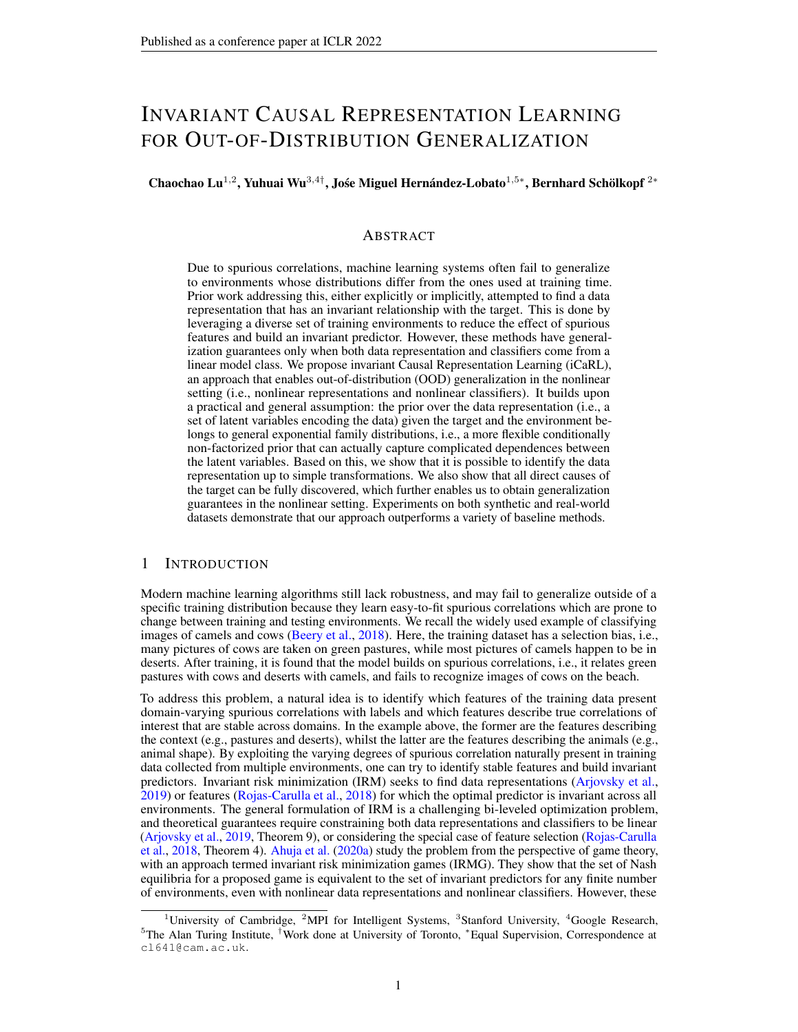# Invariant Causal Representation Learning for Out-of-Distribution Generalization

**Chaochao Lu**[1,2], **Yuhuai Wu**[3,4†], **José Miguel Hernández-Lobato**[1,5*], **Bernhard Schölkopf**[2*]

## Abstract

Due to spurious correlations, machine learning systems often fail to generalize to environments whose distributions differ from the ones used at training time. Prior work addressing this, either explicitly or implicitly, attempted to find a data representation that has an invariant relationship with the target. This is done by leveraging a diverse set of training environments to reduce the effect of spurious features and build an invariant predictor. However, these methods have generalization guarantees only when both data representation and classifiers come from a linear model class. We propose invariant Causal Representation Learning (iCaRL), an approach that enables out-of-distribution (OOD) generalization in the nonlinear setting (i.e., nonlinear representations and nonlinear classifiers). It builds upon a practical and general assumption: the prior over the data representation (i.e., a set of latent variables encoding the data) given the target and the environment belongs to general exponential family distributions, i.e., a more flexible conditionally non-factorized prior that can actually capture complicated dependences between the latent variables. Based on this, we show that it is possible to identify the data representation up to simple transformations. We also show that all direct causes of the target can be fully discovered, which further enables us to obtain generalization guarantees in the nonlinear setting. Experiments on both synthetic and real-world datasets demonstrate that our approach outperforms a variety of baseline methods.

## 1 Introduction

Modern machine learning algorithms still lack robustness, and may fail to generalize outside of a specific training distribution because they learn easy-to-fit spurious correlations which are prone to change between training and testing environments. We recall the widely used example of classifying images of camels and cows (Beery et al., 2018). Here, the training dataset has a selection bias, i.e., many pictures of cows are taken on green pastures, while most pictures of camels happen to be in deserts. After training, it is found that the model builds on spurious correlations, i.e., it relates green pastures with cows and deserts with camels, and fails to recognize images of cows on the beach.

To address this problem, a natural idea is to identify which features of the training data present domain-varying spurious correlations with labels and which features describe true correlations of interest that are stable across domains. In the example above, the former are the features describing the context (e.g., pastures and deserts), whilst the latter are the features describing the animals (e.g., animal shape). By exploiting the varying degrees of spurious correlation naturally present in training data collected from multiple environments, one can try to identify stable features and build invariant predictors. Invariant risk minimization (IRM) seeks to find data representations (Arjovsky et al., 2019) or features (Rojas-Carulla et al., 2018) for which the optimal predictor is invariant across all environments. The general formulation of IRM is a challenging bi-leveled optimization problem, and theoretical guarantees require constraining both data representations and classifiers to be linear (Arjovsky et al., 2019, Theorem 9), or considering the special case of feature selection (Rojas-Carulla et al., 2018, Theorem 4). Ahuja et al. (2020a) study the problem from the perspective of game theory, with an approach termed invariant risk minimization games (IRMG). They show that the set of Nash equilibria for a proposed game is equivalent to the set of invariant predictors for any finite number of environments, even with nonlinear data representations and nonlinear classifiers. However, these

[1]University of Cambridge, [2]MPI for Intelligent Systems, [3]Stanford University, [4]Google Research, [5]The Alan Turing Institute, †Work done at University of Toronto, *Equal Supervision, Correspondence at cl641@cam.ac.uk.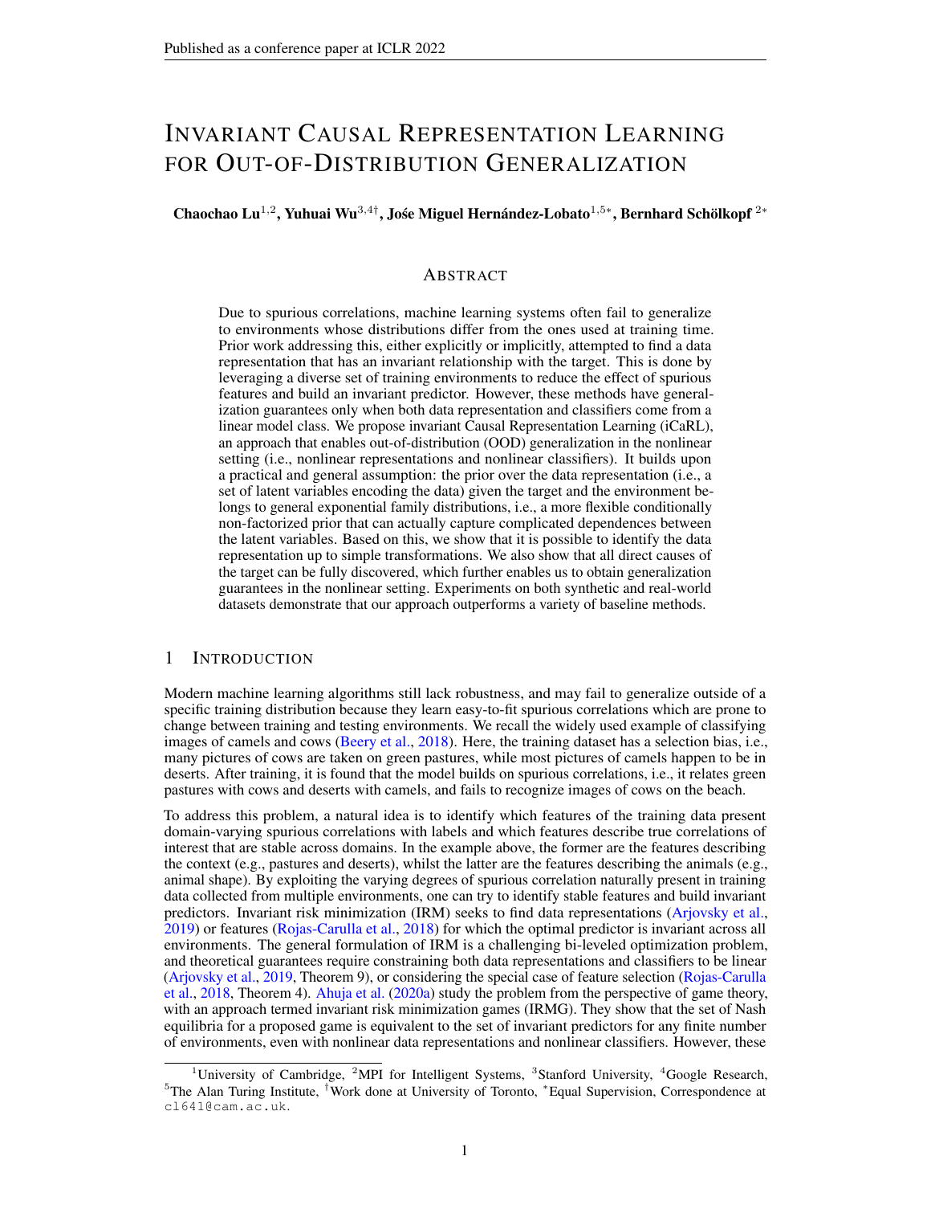# Invariant Causal Representation Learning for Out-of-Distribution Generalization

**Chaochao Lu**[1,2], **Yuhuai Wu**[3,4†], **José Miguel Hernández-Lobato**[1,5*], **Bernhard Schölkopf**[2*]

## Abstract

Due to spurious correlations, machine learning systems often fail to generalize to environments whose distributions differ from the ones used at training time. Prior work addressing this, either explicitly or implicitly, attempted to find a data representation that has an invariant relationship with the target. This is done by leveraging a diverse set of training environments to reduce the effect of spurious features and build an invariant predictor. However, these methods have generalization guarantees only when both data representation and classifiers come from a linear model class. We propose invariant Causal Representation Learning (iCaRL), an approach that enables out-of-distribution (OOD) generalization in the nonlinear setting (i.e., nonlinear representations and nonlinear classifiers). It builds upon a practical and general assumption: the prior over the data representation (i.e., a set of latent variables encoding the data) given the target and the environment belongs to general exponential family distributions, i.e., a more flexible conditionally non-factorized prior that can actually capture complicated dependences between the latent variables. Based on this, we show that it is possible to identify the data representation up to simple transformations. We also show that all direct causes of the target can be fully discovered, which further enables us to obtain generalization guarantees in the nonlinear setting. Experiments on both synthetic and real-world datasets demonstrate that our approach outperforms a variety of baseline methods.

## 1 Introduction

Modern machine learning algorithms still lack robustness, and may fail to generalize outside of a specific training distribution because they learn easy-to-fit spurious correlations which are prone to change between training and testing environments. We recall the widely used example of classifying images of camels and cows (Beery et al., 2018). Here, the training dataset has a selection bias, i.e., many pictures of cows are taken on green pastures, while most pictures of camels happen to be in deserts. After training, it is found that the model builds on spurious correlations, i.e., it relates green pastures with cows and deserts with camels, and fails to recognize images of cows on the beach.

To address this problem, a natural idea is to identify which features of the training data present domain-varying spurious correlations with labels and which features describe true correlations of interest that are stable across domains. In the example above, the former are the features describing the context (e.g., pastures and deserts), whilst the latter are the features describing the animals (e.g., animal shape). By exploiting the varying degrees of spurious correlation naturally present in training data collected from multiple environments, one can try to identify stable features and build invariant predictors. Invariant risk minimization (IRM) seeks to find data representations (Arjovsky et al., 2019) or features (Rojas-Carulla et al., 2018) for which the optimal predictor is invariant across all environments. The general formulation of IRM is a challenging bi-leveled optimization problem, and theoretical guarantees require constraining both data representations and classifiers to be linear (Arjovsky et al., 2019, Theorem 9), or considering the special case of feature selection (Rojas-Carulla et al., 2018, Theorem 4). Ahuja et al. (2020a) study the problem from the perspective of game theory, with an approach termed invariant risk minimization games (IRMG). They show that the set of Nash equilibria for a proposed game is equivalent to the set of invariant predictors for any finite number of environments, even with nonlinear data representations and nonlinear classifiers. However, these

[1]University of Cambridge, [2]MPI for Intelligent Systems, [3]Stanford University, [4]Google Research, [5]The Alan Turing Institute, †Work done at University of Toronto, *Equal Supervision, Correspondence at cl641@cam.ac.uk.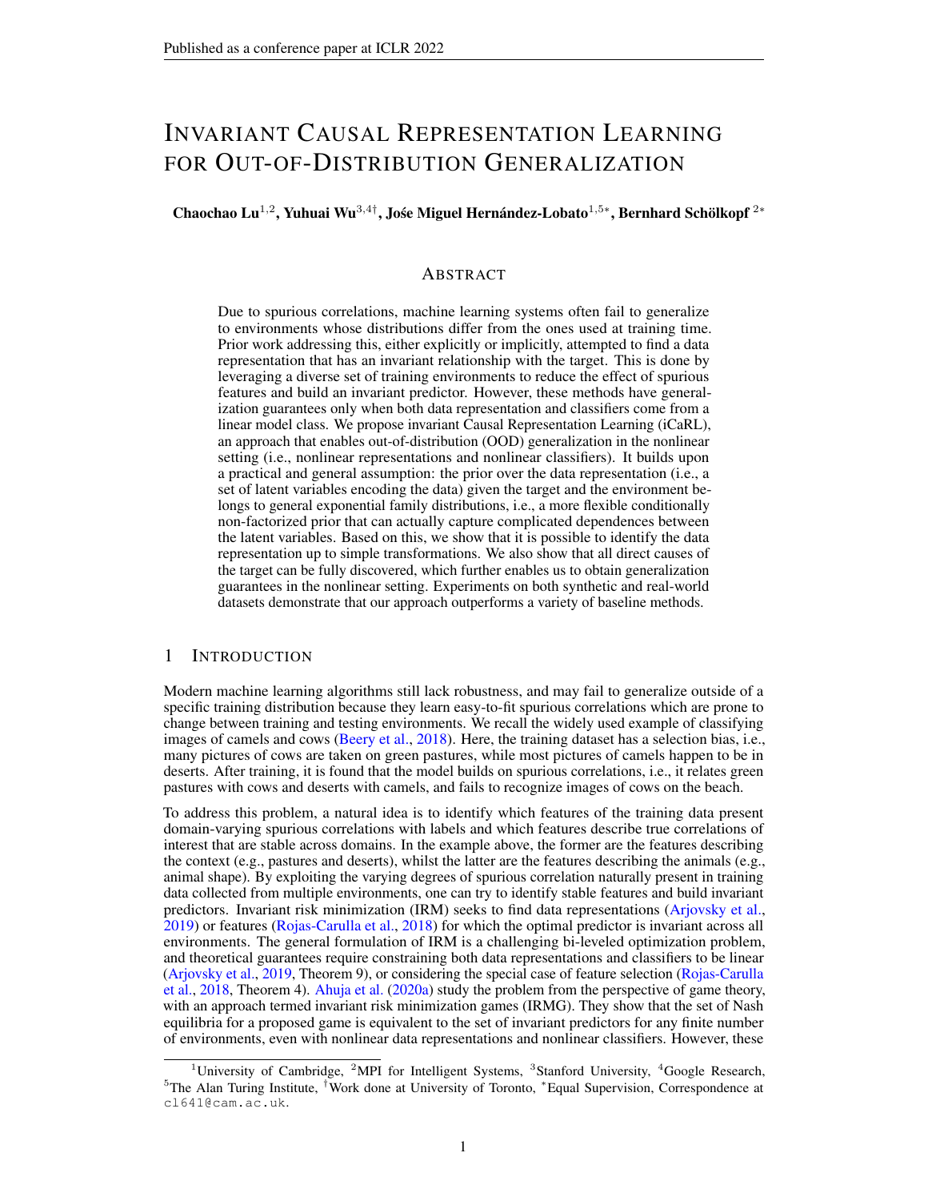# Invariant Causal Representation Learning for Out-of-Distribution Generalization

**Chaochao Lu**[1,2], **Yuhuai Wu**[3,4†], **José Miguel Hernández-Lobato**[1,5*], **Bernhard Schölkopf**[2*]

## Abstract

Due to spurious correlations, machine learning systems often fail to generalize to environments whose distributions differ from the ones used at training time. Prior work addressing this, either explicitly or implicitly, attempted to find a data representation that has an invariant relationship with the target. This is done by leveraging a diverse set of training environments to reduce the effect of spurious features and build an invariant predictor. However, these methods have generalization guarantees only when both data representation and classifiers come from a linear model class. We propose invariant Causal Representation Learning (iCaRL), an approach that enables out-of-distribution (OOD) generalization in the nonlinear setting (i.e., nonlinear representations and nonlinear classifiers). It builds upon a practical and general assumption: the prior over the data representation (i.e., a set of latent variables encoding the data) given the target and the environment belongs to general exponential family distributions, i.e., a more flexible conditionally non-factorized prior that can actually capture complicated dependences between the latent variables. Based on this, we show that it is possible to identify the data representation up to simple transformations. We also show that all direct causes of the target can be fully discovered, which further enables us to obtain generalization guarantees in the nonlinear setting. Experiments on both synthetic and real-world datasets demonstrate that our approach outperforms a variety of baseline methods.

## 1 Introduction

Modern machine learning algorithms still lack robustness, and may fail to generalize outside of a specific training distribution because they learn easy-to-fit spurious correlations which are prone to change between training and testing environments. We recall the widely used example of classifying images of camels and cows (Beery et al., 2018). Here, the training dataset has a selection bias, i.e., many pictures of cows are taken on green pastures, while most pictures of camels happen to be in deserts. After training, it is found that the model builds on spurious correlations, i.e., it relates green pastures with cows and deserts with camels, and fails to recognize images of cows on the beach.

To address this problem, a natural idea is to identify which features of the training data present domain-varying spurious correlations with labels and which features describe true correlations of interest that are stable across domains. In the example above, the former are the features describing the context (e.g., pastures and deserts), whilst the latter are the features describing the animals (e.g., animal shape). By exploiting the varying degrees of spurious correlation naturally present in training data collected from multiple environments, one can try to identify stable features and build invariant predictors. Invariant risk minimization (IRM) seeks to find data representations (Arjovsky et al., 2019) or features (Rojas-Carulla et al., 2018) for which the optimal predictor is invariant across all environments. The general formulation of IRM is a challenging bi-leveled optimization problem, and theoretical guarantees require constraining both data representations and classifiers to be linear (Arjovsky et al., 2019, Theorem 9), or considering the special case of feature selection (Rojas-Carulla et al., 2018, Theorem 4). Ahuja et al. (2020a) study the problem from the perspective of game theory, with an approach termed invariant risk minimization games (IRMG). They show that the set of Nash equilibria for a proposed game is equivalent to the set of invariant predictors for any finite number of environments, even with nonlinear data representations and nonlinear classifiers. However, these

---

[1]University of Cambridge, [2]MPI for Intelligent Systems, [3]Stanford University, [4]Google Research, [5]The Alan Turing Institute, [†]Work done at University of Toronto, [*]Equal Supervision, Correspondence at cl641@cam.ac.uk.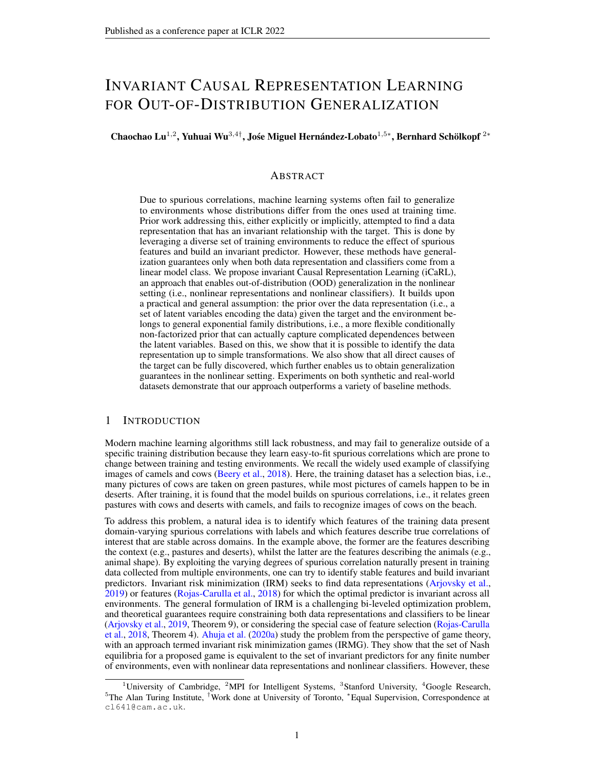# INVARIANT CAUSAL REPRESENTATION LEARNING FOR OUT-OF-DISTRIBUTION GENERALIZATION

**Chaochao Lu**[1,2], **Yuhuai Wu**[3,4†], **José Miguel Hernández-Lobato**[1,5*], **Bernhard Schölkopf**[2*]

## ABSTRACT

Due to spurious correlations, machine learning systems often fail to generalize to environments whose distributions differ from the ones used at training time. Prior work addressing this, either explicitly or implicitly, attempted to find a data representation that has an invariant relationship with the target. This is done by leveraging a diverse set of training environments to reduce the effect of spurious features and build an invariant predictor. However, these methods have generalization guarantees only when both data representation and classifiers come from a linear model class. We propose invariant Causal Representation Learning (iCaRL), an approach that enables out-of-distribution (OOD) generalization in the nonlinear setting (i.e., nonlinear representations and nonlinear classifiers). It builds upon a practical and general assumption: the prior over the data representation (i.e., a set of latent variables encoding the data) given the target and the environment belongs to general exponential family distributions, i.e., a more flexible conditionally non-factorized prior that can actually capture complicated dependences between the latent variables. Based on this, we show that it is possible to identify the data representation up to simple transformations. We also show that all direct causes of the target can be fully discovered, which further enables us to obtain generalization guarantees in the nonlinear setting. Experiments on both synthetic and real-world datasets demonstrate that our approach outperforms a variety of baseline methods.

## 1 INTRODUCTION

Modern machine learning algorithms still lack robustness, and may fail to generalize outside of a specific training distribution because they learn easy-to-fit spurious correlations which are prone to change between training and testing environments. We recall the widely used example of classifying images of camels and cows (Beery et al., 2018). Here, the training dataset has a selection bias, i.e., many pictures of cows are taken on green pastures, while most pictures of camels happen to be in deserts. After training, it is found that the model builds on spurious correlations, i.e., it relates green pastures with cows and deserts with camels, and fails to recognize images of cows on the beach.

To address this problem, a natural idea is to identify which features of the training data present domain-varying spurious correlations with labels and which features describe true correlations of interest that are stable across domains. In the example above, the former are the features describing the context (e.g., pastures and deserts), whilst the latter are the features describing the animals (e.g., animal shape). By exploiting the varying degrees of spurious correlation naturally present in training data collected from multiple environments, one can try to identify stable features and build invariant predictors. Invariant risk minimization (IRM) seeks to find data representations (Arjovsky et al., 2019) or features (Rojas-Carulla et al., 2018) for which the optimal predictor is invariant across all environments. The general formulation of IRM is a challenging bi-leveled optimization problem, and theoretical guarantees require constraining both data representations and classifiers to be linear (Arjovsky et al., 2019, Theorem 9), or considering the special case of feature selection (Rojas-Carulla et al., 2018, Theorem 4). Ahuja et al. (2020a) study the problem from the perspective of game theory, with an approach termed invariant risk minimization games (IRMG). They show that the set of Nash equilibria for a proposed game is equivalent to the set of invariant predictors for any finite number of environments, even with nonlinear data representations and nonlinear classifiers. However, these

---

[1]University of Cambridge, [2]MPI for Intelligent Systems, [3]Stanford University, [4]Google Research, [5]The Alan Turing Institute, [†]Work done at University of Toronto, [*]Equal Supervision, Correspondence at cl641@cam.ac.uk.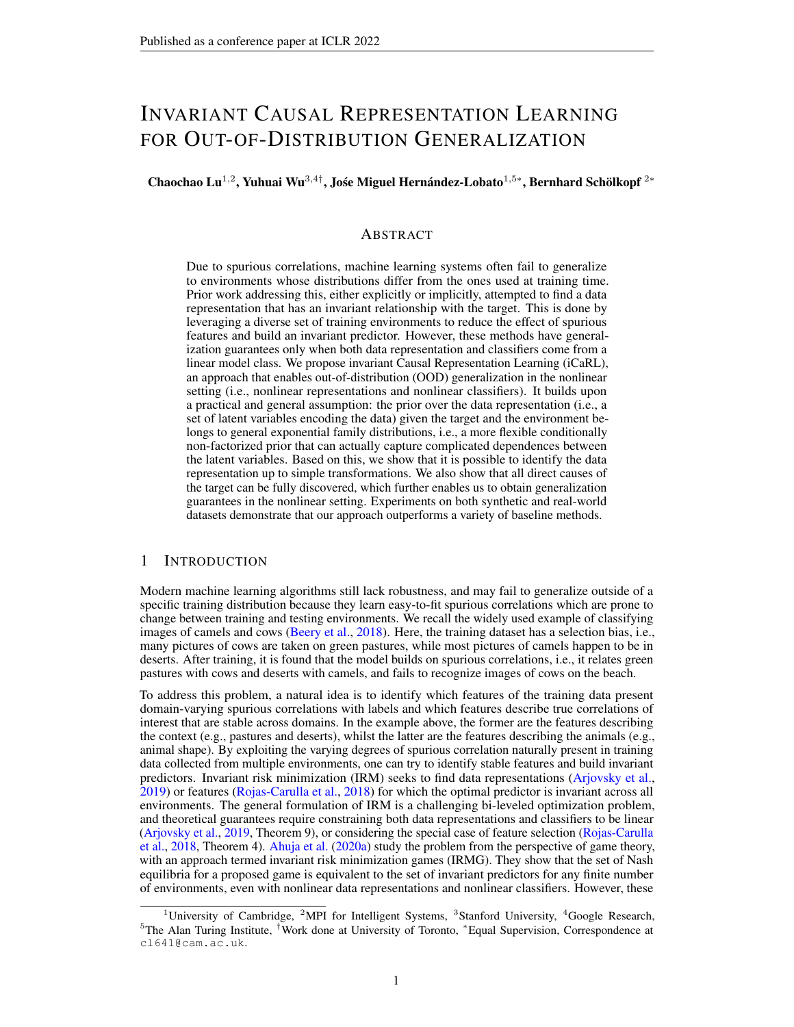# Invariant Causal Representation Learning for Out-of-Distribution Generalization

**Chaochao Lu**[1,2], **Yuhuai Wu**[3,4†], **José Miguel Hernández-Lobato**[1,5*], **Bernhard Schölkopf**[2*]

## Abstract

Due to spurious correlations, machine learning systems often fail to generalize to environments whose distributions differ from the ones used at training time. Prior work addressing this, either explicitly or implicitly, attempted to find a data representation that has an invariant relationship with the target. This is done by leveraging a diverse set of training environments to reduce the effect of spurious features and build an invariant predictor. However, these methods have generalization guarantees only when both data representation and classifiers come from a linear model class. We propose invariant Causal Representation Learning (iCaRL), an approach that enables out-of-distribution (OOD) generalization in the nonlinear setting (i.e., nonlinear representations and nonlinear classifiers). It builds upon a practical and general assumption: the prior over the data representation (i.e., a set of latent variables encoding the data) given the target and the environment belongs to general exponential family distributions, i.e., a more flexible conditionally non-factorized prior that can actually capture complicated dependences between the latent variables. Based on this, we show that it is possible to identify the data representation up to simple transformations. We also show that all direct causes of the target can be fully discovered, which further enables us to obtain generalization guarantees in the nonlinear setting. Experiments on both synthetic and real-world datasets demonstrate that our approach outperforms a variety of baseline methods.

## 1 Introduction

Modern machine learning algorithms still lack robustness, and may fail to generalize outside of a specific training distribution because they learn easy-to-fit spurious correlations which are prone to change between training and testing environments. We recall the widely used example of classifying images of camels and cows (Beery et al., 2018). Here, the training dataset has a selection bias, i.e., many pictures of cows are taken on green pastures, while most pictures of camels happen to be in deserts. After training, it is found that the model builds on spurious correlations, i.e., it relates green pastures with cows and deserts with camels, and fails to recognize images of cows on the beach.

To address this problem, a natural idea is to identify which features of the training data present domain-varying spurious correlations with labels and which features describe true correlations of interest that are stable across domains. In the example above, the former are the features describing the context (e.g., pastures and deserts), whilst the latter are the features describing the animals (e.g., animal shape). By exploiting the varying degrees of spurious correlation naturally present in training data collected from multiple environments, one can try to identify stable features and build invariant predictors. Invariant risk minimization (IRM) seeks to find data representations (Arjovsky et al., 2019) or features (Rojas-Carulla et al., 2018) for which the optimal predictor is invariant across all environments. The general formulation of IRM is a challenging bi-leveled optimization problem, and theoretical guarantees require constraining both data representations and classifiers to be linear (Arjovsky et al., 2019, Theorem 9), or considering the special case of feature selection (Rojas-Carulla et al., 2018, Theorem 4). Ahuja et al. (2020a) study the problem from the perspective of game theory, with an approach termed invariant risk minimization games (IRMG). They show that the set of Nash equilibria for a proposed game is equivalent to the set of invariant predictors for any finite number of environments, even with nonlinear data representations and nonlinear classifiers. However, these

---

[1]University of Cambridge, [2]MPI for Intelligent Systems, [3]Stanford University, [4]Google Research, [5]The Alan Turing Institute, †Work done at University of Toronto, *Equal Supervision, Correspondence at cl641@cam.ac.uk.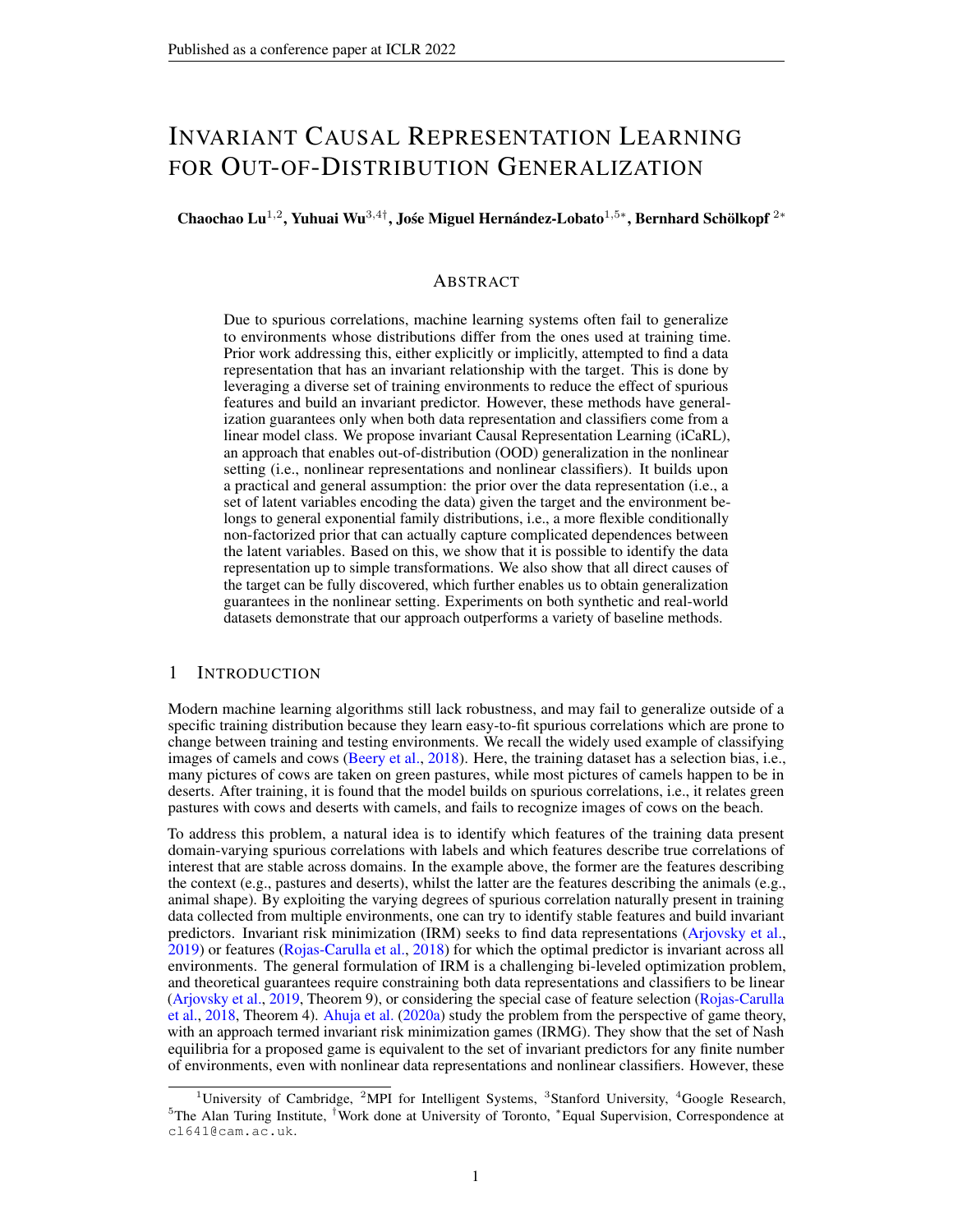# Invariant Causal Representation Learning for Out-of-Distribution Generalization

**Chaochao Lu**[1,2], **Yuhuai Wu**[3,4†], **José Miguel Hernández-Lobato**[1,5*], **Bernhard Schölkopf**[2*]

## Abstract

Due to spurious correlations, machine learning systems often fail to generalize to environments whose distributions differ from the ones used at training time. Prior work addressing this, either explicitly or implicitly, attempted to find a data representation that has an invariant relationship with the target. This is done by leveraging a diverse set of training environments to reduce the effect of spurious features and build an invariant predictor. However, these methods have generalization guarantees only when both data representation and classifiers come from a linear model class. We propose invariant Causal Representation Learning (iCaRL), an approach that enables out-of-distribution (OOD) generalization in the nonlinear setting (i.e., nonlinear representations and nonlinear classifiers). It builds upon a practical and general assumption: the prior over the data representation (i.e., a set of latent variables encoding the data) given the target and the environment belongs to general exponential family distributions, i.e., a more flexible conditionally non-factorized prior that can actually capture complicated dependences between the latent variables. Based on this, we show that it is possible to identify the data representation up to simple transformations. We also show that all direct causes of the target can be fully discovered, which further enables us to obtain generalization guarantees in the nonlinear setting. Experiments on both synthetic and real-world datasets demonstrate that our approach outperforms a variety of baseline methods.

## 1 Introduction

Modern machine learning algorithms still lack robustness, and may fail to generalize outside of a specific training distribution because they learn easy-to-fit spurious correlations which are prone to change between training and testing environments. We recall the widely used example of classifying images of camels and cows (Beery et al., 2018). Here, the training dataset has a selection bias, i.e., many pictures of cows are taken on green pastures, while most pictures of camels happen to be in deserts. After training, it is found that the model builds on spurious correlations, i.e., it relates green pastures with cows and deserts with camels, and fails to recognize images of cows on the beach.

To address this problem, a natural idea is to identify which features of the training data present domain-varying spurious correlations with labels and which features describe true correlations of interest that are stable across domains. In the example above, the former are the features describing the context (e.g., pastures and deserts), whilst the latter are the features describing the animals (e.g., animal shape). By exploiting the varying degrees of spurious correlation naturally present in training data collected from multiple environments, one can try to identify stable features and build invariant predictors. Invariant risk minimization (IRM) seeks to find data representations (Arjovsky et al., 2019) or features (Rojas-Carulla et al., 2018) for which the optimal predictor is invariant across all environments. The general formulation of IRM is a challenging bi-leveled optimization problem, and theoretical guarantees require constraining both data representations and classifiers to be linear (Arjovsky et al., 2019, Theorem 9), or considering the special case of feature selection (Rojas-Carulla et al., 2018, Theorem 4). Ahuja et al. (2020a) study the problem from the perspective of game theory, with an approach termed invariant risk minimization games (IRMG). They show that the set of Nash equilibria for a proposed game is equivalent to the set of invariant predictors for any finite number of environments, even with nonlinear data representations and nonlinear classifiers. However, these

---

[1]University of Cambridge, [2]MPI for Intelligent Systems, [3]Stanford University, [4]Google Research, [5]The Alan Turing Institute, [†]Work done at University of Toronto, [*]Equal Supervision, Correspondence at cl641@cam.ac.uk.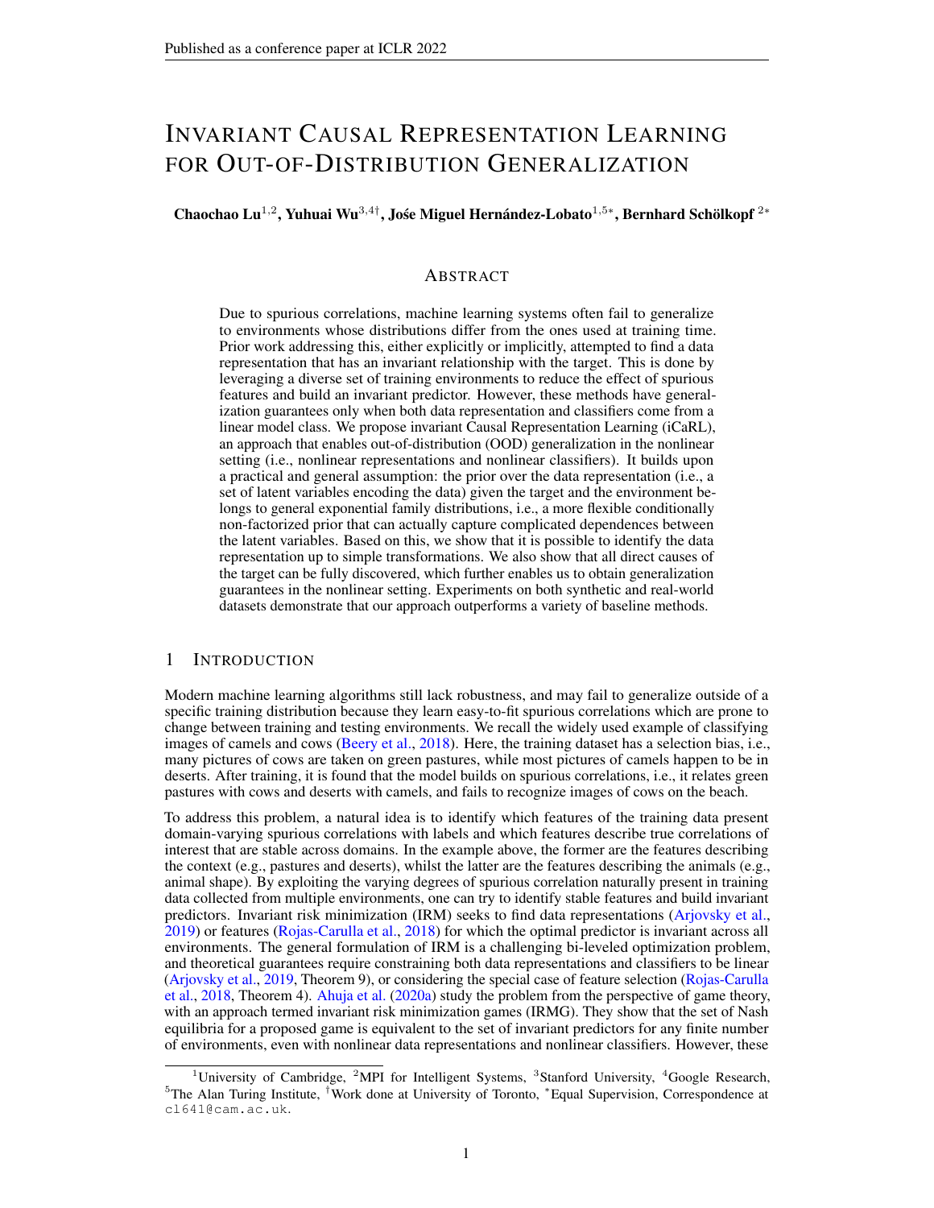# Invariant Causal Representation Learning for Out-of-Distribution Generalization

**Chaochao Lu**[1,2], **Yuhuai Wu**[3,4†], **José Miguel Hernández-Lobato**[1,5*], **Bernhard Schölkopf**[2*]

## Abstract

Due to spurious correlations, machine learning systems often fail to generalize to environments whose distributions differ from the ones used at training time. Prior work addressing this, either explicitly or implicitly, attempted to find a data representation that has an invariant relationship with the target. This is done by leveraging a diverse set of training environments to reduce the effect of spurious features and build an invariant predictor. However, these methods have generalization guarantees only when both data representation and classifiers come from a linear model class. We propose invariant Causal Representation Learning (iCaRL), an approach that enables out-of-distribution (OOD) generalization in the nonlinear setting (i.e., nonlinear representations and nonlinear classifiers). It builds upon a practical and general assumption: the prior over the data representation (i.e., a set of latent variables encoding the data) given the target and the environment belongs to general exponential family distributions, i.e., a more flexible conditionally non-factorized prior that can actually capture complicated dependences between the latent variables. Based on this, we show that it is possible to identify the data representation up to simple transformations. We also show that all direct causes of the target can be fully discovered, which further enables us to obtain generalization guarantees in the nonlinear setting. Experiments on both synthetic and real-world datasets demonstrate that our approach outperforms a variety of baseline methods.

## 1 Introduction

Modern machine learning algorithms still lack robustness, and may fail to generalize outside of a specific training distribution because they learn easy-to-fit spurious correlations which are prone to change between training and testing environments. We recall the widely used example of classifying images of camels and cows (Beery et al., 2018). Here, the training dataset has a selection bias, i.e., many pictures of cows are taken on green pastures, while most pictures of camels happen to be in deserts. After training, it is found that the model builds on spurious correlations, i.e., it relates green pastures with cows and deserts with camels, and fails to recognize images of cows on the beach.

To address this problem, a natural idea is to identify which features of the training data present domain-varying spurious correlations with labels and which features describe true correlations of interest that are stable across domains. In the example above, the former are the features describing the context (e.g., pastures and deserts), whilst the latter are the features describing the animals (e.g., animal shape). By exploiting the varying degrees of spurious correlation naturally present in training data collected from multiple environments, one can try to identify stable features and build invariant predictors. Invariant risk minimization (IRM) seeks to find data representations (Arjovsky et al., 2019) or features (Rojas-Carulla et al., 2018) for which the optimal predictor is invariant across all environments. The general formulation of IRM is a challenging bi-leveled optimization problem, and theoretical guarantees require constraining both data representations and classifiers to be linear (Arjovsky et al., 2019, Theorem 9), or considering the special case of feature selection (Rojas-Carulla et al., 2018, Theorem 4). Ahuja et al. (2020a) study the problem from the perspective of game theory, with an approach termed invariant risk minimization games (IRMG). They show that the set of Nash equilibria for a proposed game is equivalent to the set of invariant predictors for any finite number of environments, even with nonlinear data representations and nonlinear classifiers. However, these

---

[1]University of Cambridge, [2]MPI for Intelligent Systems, [3]Stanford University, [4]Google Research, [5]The Alan Turing Institute, †Work done at University of Toronto, *Equal Supervision, Correspondence at cl641@cam.ac.uk.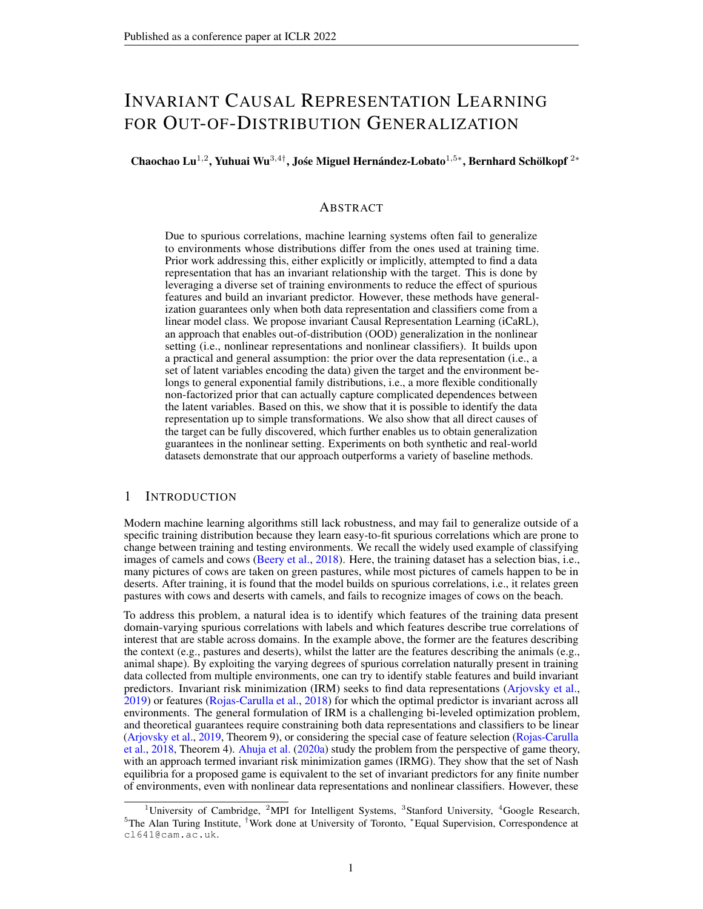# Invariant Causal Representation Learning for Out-of-Distribution Generalization

**Chaochao Lu**[1,2], **Yuhuai Wu**[3,4†], **Jośe Miguel Hernández-Lobato**[1,5*], **Bernhard Schölkopf**[2*]

## Abstract

Due to spurious correlations, machine learning systems often fail to generalize to environments whose distributions differ from the ones used at training time. Prior work addressing this, either explicitly or implicitly, attempted to find a data representation that has an invariant relationship with the target. This is done by leveraging a diverse set of training environments to reduce the effect of spurious features and build an invariant predictor. However, these methods have generalization guarantees only when both data representation and classifiers come from a linear model class. We propose invariant Causal Representation Learning (iCaRL), an approach that enables out-of-distribution (OOD) generalization in the nonlinear setting (i.e., nonlinear representations and nonlinear classifiers). It builds upon a practical and general assumption: the prior over the data representation (i.e., a set of latent variables encoding the data) given the target and the environment belongs to general exponential family distributions, i.e., a more flexible conditionally non-factorized prior that can actually capture complicated dependences between the latent variables. Based on this, we show that it is possible to identify the data representation up to simple transformations. We also show that all direct causes of the target can be fully discovered, which further enables us to obtain generalization guarantees in the nonlinear setting. Experiments on both synthetic and real-world datasets demonstrate that our approach outperforms a variety of baseline methods.

## 1 Introduction

Modern machine learning algorithms still lack robustness, and may fail to generalize outside of a specific training distribution because they learn easy-to-fit spurious correlations which are prone to change between training and testing environments. We recall the widely used example of classifying images of camels and cows (Beery et al., 2018). Here, the training dataset has a selection bias, i.e., many pictures of cows are taken on green pastures, while most pictures of camels happen to be in deserts. After training, it is found that the model builds on spurious correlations, i.e., it relates green pastures with cows and deserts with camels, and fails to recognize images of cows on the beach.

To address this problem, a natural idea is to identify which features of the training data present domain-varying spurious correlations with labels and which features describe true correlations of interest that are stable across domains. In the example above, the former are the features describing the context (e.g., pastures and deserts), whilst the latter are the features describing the animals (e.g., animal shape). By exploiting the varying degrees of spurious correlation naturally present in training data collected from multiple environments, one can try to identify stable features and build invariant predictors. Invariant risk minimization (IRM) seeks to find data representations (Arjovsky et al., 2019) or features (Rojas-Carulla et al., 2018) for which the optimal predictor is invariant across all environments. The general formulation of IRM is a challenging bi-leveled optimization problem, and theoretical guarantees require constraining both data representations and classifiers to be linear (Arjovsky et al., 2019, Theorem 9), or considering the special case of feature selection (Rojas-Carulla et al., 2018, Theorem 4). Ahuja et al. (2020a) study the problem from the perspective of game theory, with an approach termed invariant risk minimization games (IRMG). They show that the set of Nash equilibria for a proposed game is equivalent to the set of invariant predictors for any finite number of environments, even with nonlinear data representations and nonlinear classifiers. However, these

[1]University of Cambridge, [2]MPI for Intelligent Systems, [3]Stanford University, [4]Google Research, [5]The Alan Turing Institute, [†]Work done at University of Toronto, [*]Equal Supervision, Correspondence at cl641@cam.ac.uk.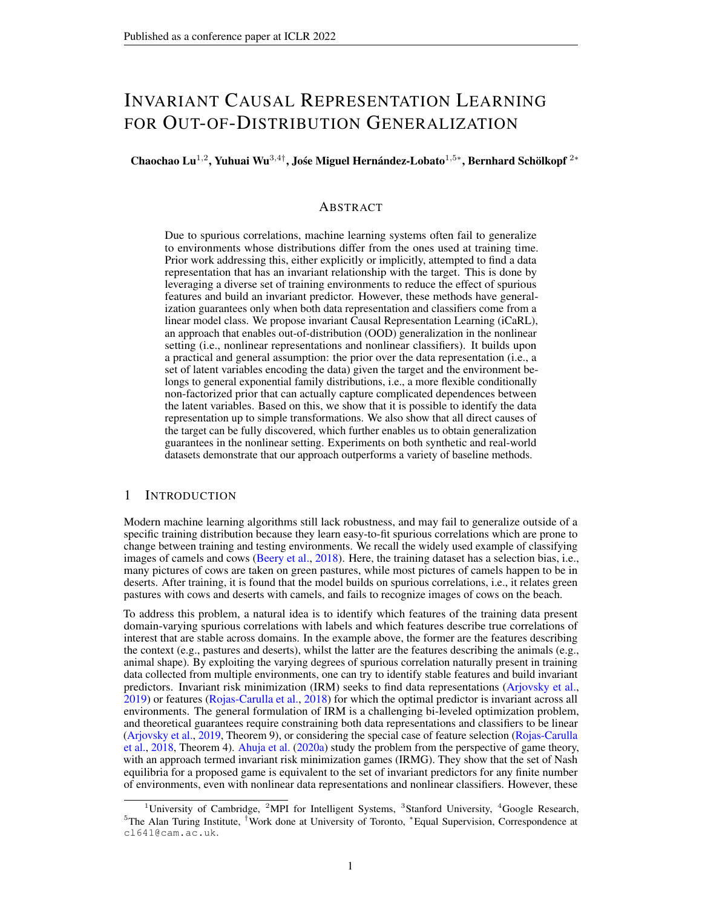# Invariant Causal Representation Learning for Out-of-Distribution Generalization

**Chaochao Lu**[1,2], **Yuhuai Wu**[3,4†], **José Miguel Hernández-Lobato**[1,5*], **Bernhard Schölkopf**[2*]

## Abstract

Due to spurious correlations, machine learning systems often fail to generalize to environments whose distributions differ from the ones used at training time. Prior work addressing this, either explicitly or implicitly, attempted to find a data representation that has an invariant relationship with the target. This is done by leveraging a diverse set of training environments to reduce the effect of spurious features and build an invariant predictor. However, these methods have generalization guarantees only when both data representation and classifiers come from a linear model class. We propose invariant Causal Representation Learning (iCaRL), an approach that enables out-of-distribution (OOD) generalization in the nonlinear setting (i.e., nonlinear representations and nonlinear classifiers). It builds upon a practical and general assumption: the prior over the data representation (i.e., a set of latent variables encoding the data) given the target and the environment belongs to general exponential family distributions, i.e., a more flexible conditionally non-factorized prior that can actually capture complicated dependences between the latent variables. Based on this, we show that it is possible to identify the data representation up to simple transformations. We also show that all direct causes of the target can be fully discovered, which further enables us to obtain generalization guarantees in the nonlinear setting. Experiments on both synthetic and real-world datasets demonstrate that our approach outperforms a variety of baseline methods.

## 1 Introduction

Modern machine learning algorithms still lack robustness, and may fail to generalize outside of a specific training distribution because they learn easy-to-fit spurious correlations which are prone to change between training and testing environments. We recall the widely used example of classifying images of camels and cows (Beery et al., 2018). Here, the training dataset has a selection bias, i.e., many pictures of cows are taken on green pastures, while most pictures of camels happen to be in deserts. After training, it is found that the model builds on spurious correlations, i.e., it relates green pastures with cows and deserts with camels, and fails to recognize images of cows on the beach.

To address this problem, a natural idea is to identify which features of the training data present domain-varying spurious correlations with labels and which features describe true correlations of interest that are stable across domains. In the example above, the former are the features describing the context (e.g., pastures and deserts), whilst the latter are the features describing the animals (e.g., animal shape). By exploiting the varying degrees of spurious correlation naturally present in training data collected from multiple environments, one can try to identify stable features and build invariant predictors. Invariant risk minimization (IRM) seeks to find data representations (Arjovsky et al., 2019) or features (Rojas-Carulla et al., 2018) for which the optimal predictor is invariant across all environments. The general formulation of IRM is a challenging bi-leveled optimization problem, and theoretical guarantees require constraining both data representations and classifiers to be linear (Arjovsky et al., 2019, Theorem 9), or considering the special case of feature selection (Rojas-Carulla et al., 2018, Theorem 4). Ahuja et al. (2020a) study the problem from the perspective of game theory, with an approach termed invariant risk minimization games (IRMG). They show that the set of Nash equilibria for a proposed game is equivalent to the set of invariant predictors for any finite number of environments, even with nonlinear data representations and nonlinear classifiers. However, these

---

[1]University of Cambridge, [2]MPI for Intelligent Systems, [3]Stanford University, [4]Google Research, [5]The Alan Turing Institute, [†]Work done at University of Toronto, [*]Equal Supervision, Correspondence at cl641@cam.ac.uk.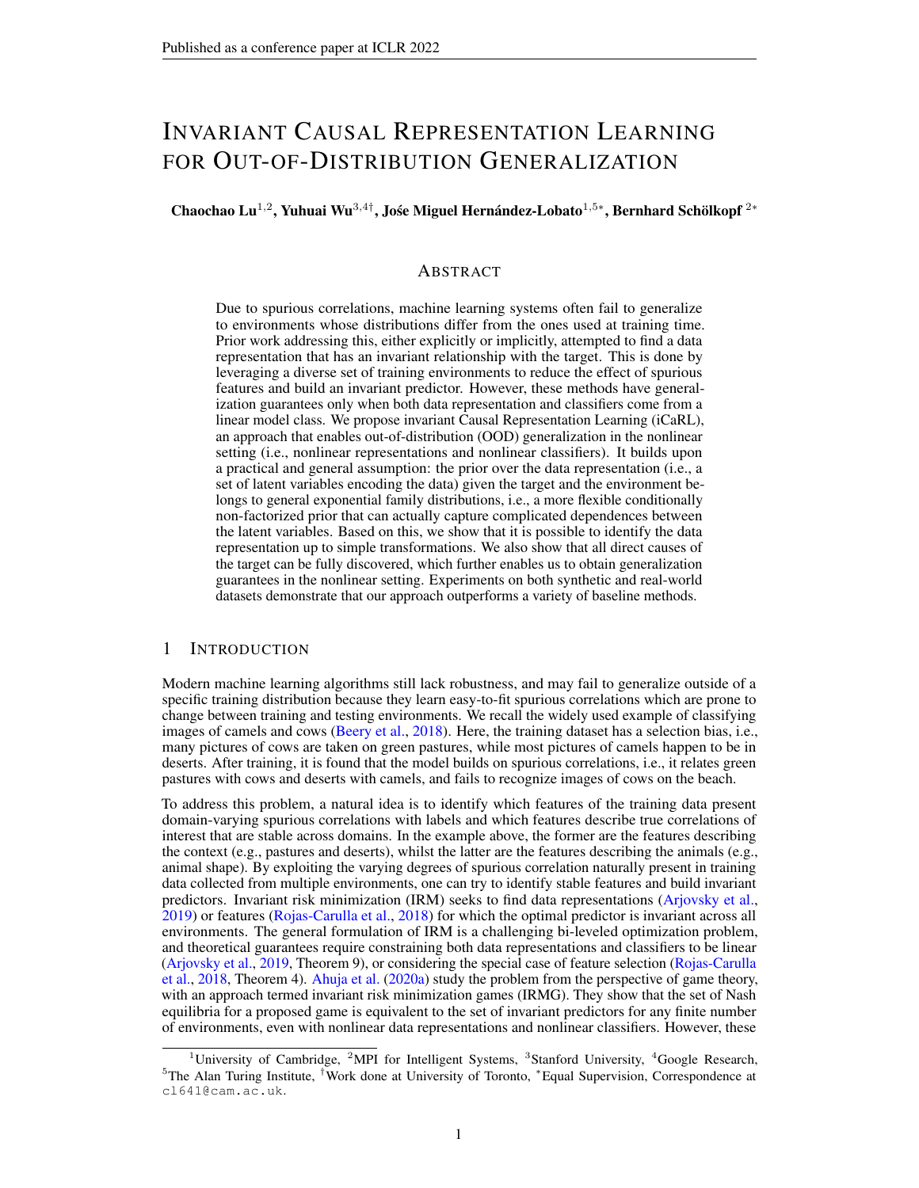# Invariant Causal Representation Learning for Out-of-Distribution Generalization

**Chaochao Lu**[1,2], **Yuhuai Wu**[3,4†], **José Miguel Hernández-Lobato**[1,5*], **Bernhard Schölkopf** [2*]

## Abstract

Due to spurious correlations, machine learning systems often fail to generalize to environments whose distributions differ from the ones used at training time. Prior work addressing this, either explicitly or implicitly, attempted to find a data representation that has an invariant relationship with the target. This is done by leveraging a diverse set of training environments to reduce the effect of spurious features and build an invariant predictor. However, these methods have generalization guarantees only when both data representation and classifiers come from a linear model class. We propose invariant Causal Representation Learning (iCaRL), an approach that enables out-of-distribution (OOD) generalization in the nonlinear setting (i.e., nonlinear representations and nonlinear classifiers). It builds upon a practical and general assumption: the prior over the data representation (i.e., a set of latent variables encoding the data) given the target and the environment belongs to general exponential family distributions, i.e., a more flexible conditionally non-factorized prior that can actually capture complicated dependences between the latent variables. Based on this, we show that it is possible to identify the data representation up to simple transformations. We also show that all direct causes of the target can be fully discovered, which further enables us to obtain generalization guarantees in the nonlinear setting. Experiments on both synthetic and real-world datasets demonstrate that our approach outperforms a variety of baseline methods.

## 1 Introduction

Modern machine learning algorithms still lack robustness, and may fail to generalize outside of a specific training distribution because they learn easy-to-fit spurious correlations which are prone to change between training and testing environments. We recall the widely used example of classifying images of camels and cows (Beery et al., 2018). Here, the training dataset has a selection bias, i.e., many pictures of cows are taken on green pastures, while most pictures of camels happen to be in deserts. After training, it is found that the model builds on spurious correlations, i.e., it relates green pastures with cows and deserts with camels, and fails to recognize images of cows on the beach.

To address this problem, a natural idea is to identify which features of the training data present domain-varying spurious correlations with labels and which features describe true correlations of interest that are stable across domains. In the example above, the former are the features describing the context (e.g., pastures and deserts), whilst the latter are the features describing the animals (e.g., animal shape). By exploiting the varying degrees of spurious correlation naturally present in training data collected from multiple environments, one can try to identify stable features and build invariant predictors. Invariant risk minimization (IRM) seeks to find data representations (Arjovsky et al., 2019) or features (Rojas-Carulla et al., 2018) for which the optimal predictor is invariant across all environments. The general formulation of IRM is a challenging bi-leveled optimization problem, and theoretical guarantees require constraining both data representations and classifiers to be linear (Arjovsky et al., 2019, Theorem 9), or considering the special case of feature selection (Rojas-Carulla et al., 2018, Theorem 4). Ahuja et al. (2020a) study the problem from the perspective of game theory, with an approach termed invariant risk minimization games (IRMG). They show that the set of Nash equilibria for a proposed game is equivalent to the set of invariant predictors for any finite number of environments, even with nonlinear data representations and nonlinear classifiers. However, these

[1]University of Cambridge, [2]MPI for Intelligent Systems, [3]Stanford University, [4]Google Research, [5]The Alan Turing Institute, [†]Work done at University of Toronto, [*]Equal Supervision, Correspondence at cl641@cam.ac.uk.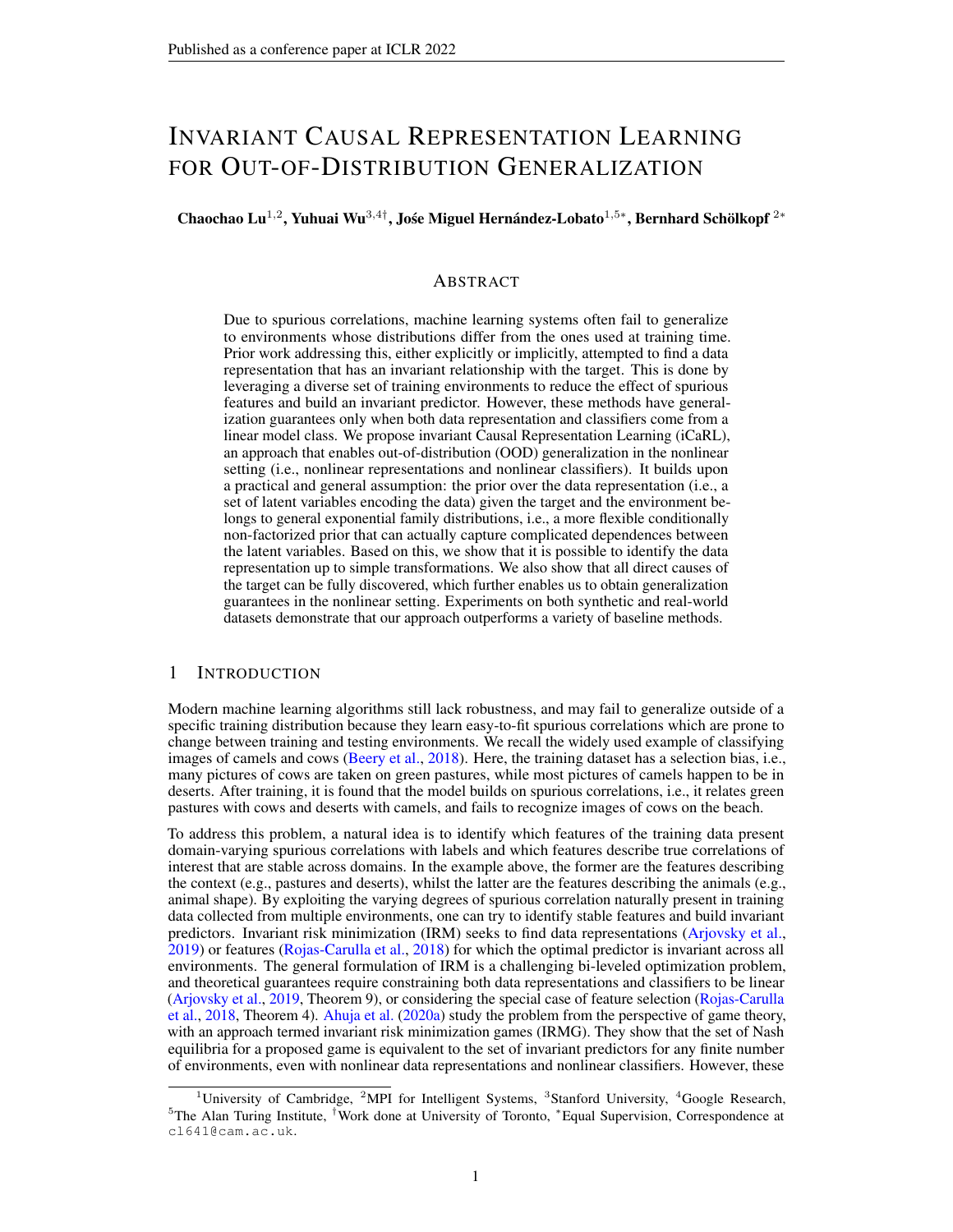# Invariant Causal Representation Learning for Out-of-Distribution Generalization

**Chaochao Lu**[1,2], **Yuhuai Wu**[3,4†], **José Miguel Hernández-Lobato**[1,5*], **Bernhard Schölkopf**[2*]

## Abstract

Due to spurious correlations, machine learning systems often fail to generalize to environments whose distributions differ from the ones used at training time. Prior work addressing this, either explicitly or implicitly, attempted to find a data representation that has an invariant relationship with the target. This is done by leveraging a diverse set of training environments to reduce the effect of spurious features and build an invariant predictor. However, these methods have generalization guarantees only when both data representation and classifiers come from a linear model class. We propose invariant Causal Representation Learning (iCaRL), an approach that enables out-of-distribution (OOD) generalization in the nonlinear setting (i.e., nonlinear representations and nonlinear classifiers). It builds upon a practical and general assumption: the prior over the data representation (i.e., a set of latent variables encoding the data) given the target and the environment belongs to general exponential family distributions, i.e., a more flexible conditionally non-factorized prior that can actually capture complicated dependences between the latent variables. Based on this, we show that it is possible to identify the data representation up to simple transformations. We also show that all direct causes of the target can be fully discovered, which further enables us to obtain generalization guarantees in the nonlinear setting. Experiments on both synthetic and real-world datasets demonstrate that our approach outperforms a variety of baseline methods.

## 1 Introduction

Modern machine learning algorithms still lack robustness, and may fail to generalize outside of a specific training distribution because they learn easy-to-fit spurious correlations which are prone to change between training and testing environments. We recall the widely used example of classifying images of camels and cows (Beery et al., 2018). Here, the training dataset has a selection bias, i.e., many pictures of cows are taken on green pastures, while most pictures of camels happen to be in deserts. After training, it is found that the model builds on spurious correlations, i.e., it relates green pastures with cows and deserts with camels, and fails to recognize images of cows on the beach.

To address this problem, a natural idea is to identify which features of the training data present domain-varying spurious correlations with labels and which features describe true correlations of interest that are stable across domains. In the example above, the former are the features describing the context (e.g., pastures and deserts), whilst the latter are the features describing the animals (e.g., animal shape). By exploiting the varying degrees of spurious correlation naturally present in training data collected from multiple environments, one can try to identify stable features and build invariant predictors. Invariant risk minimization (IRM) seeks to find data representations (Arjovsky et al., 2019) or features (Rojas-Carulla et al., 2018) for which the optimal predictor is invariant across all environments. The general formulation of IRM is a challenging bi-leveled optimization problem, and theoretical guarantees require constraining both data representations and classifiers to be linear (Arjovsky et al., 2019, Theorem 9), or considering the special case of feature selection (Rojas-Carulla et al., 2018, Theorem 4). Ahuja et al. (2020a) study the problem from the perspective of game theory, with an approach termed invariant risk minimization games (IRMG). They show that the set of Nash equilibria for a proposed game is equivalent to the set of invariant predictors for any finite number of environments, even with nonlinear data representations and nonlinear classifiers. However, these

---

[1]University of Cambridge, [2]MPI for Intelligent Systems, [3]Stanford University, [4]Google Research, [5]The Alan Turing Institute, [†]Work done at University of Toronto, [*]Equal Supervision, Correspondence at cl641@cam.ac.uk.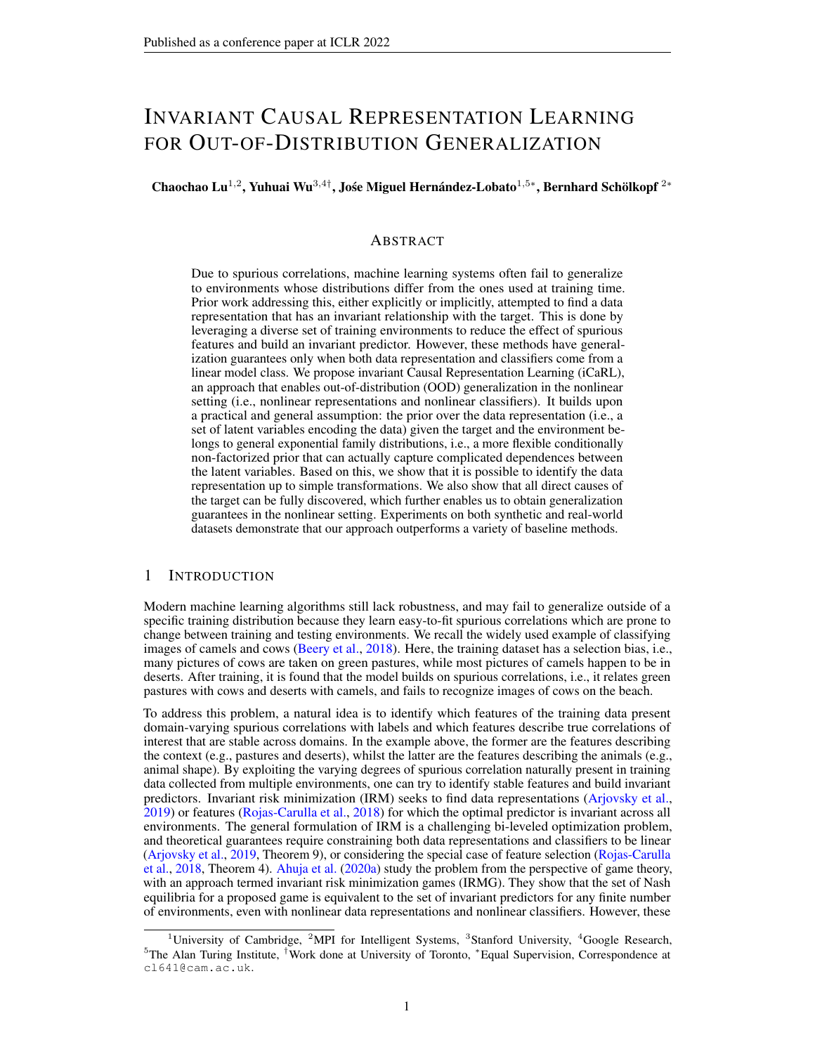# Invariant Causal Representation Learning for Out-of-Distribution Generalization

**Chaochao Lu**[1,2], **Yuhuai Wu**[3,4†], **José Miguel Hernández-Lobato**[1,5*], **Bernhard Schölkopf**[2*]

## Abstract

Due to spurious correlations, machine learning systems often fail to generalize to environments whose distributions differ from the ones used at training time. Prior work addressing this, either explicitly or implicitly, attempted to find a data representation that has an invariant relationship with the target. This is done by leveraging a diverse set of training environments to reduce the effect of spurious features and build an invariant predictor. However, these methods have generalization guarantees only when both data representation and classifiers come from a linear model class. We propose invariant Causal Representation Learning (iCaRL), an approach that enables out-of-distribution (OOD) generalization in the nonlinear setting (i.e., nonlinear representations and nonlinear classifiers). It builds upon a practical and general assumption: the prior over the data representation (i.e., a set of latent variables encoding the data) given the target and the environment belongs to general exponential family distributions, i.e., a more flexible conditionally non-factorized prior that can actually capture complicated dependences between the latent variables. Based on this, we show that it is possible to identify the data representation up to simple transformations. We also show that all direct causes of the target can be fully discovered, which further enables us to obtain generalization guarantees in the nonlinear setting. Experiments on both synthetic and real-world datasets demonstrate that our approach outperforms a variety of baseline methods.

## 1 Introduction

Modern machine learning algorithms still lack robustness, and may fail to generalize outside of a specific training distribution because they learn easy-to-fit spurious correlations which are prone to change between training and testing environments. We recall the widely used example of classifying images of camels and cows (Beery et al., 2018). Here, the training dataset has a selection bias, i.e., many pictures of cows are taken on green pastures, while most pictures of camels happen to be in deserts. After training, it is found that the model builds on spurious correlations, i.e., it relates green pastures with cows and deserts with camels, and fails to recognize images of cows on the beach.

To address this problem, a natural idea is to identify which features of the training data present domain-varying spurious correlations with labels and which features describe true correlations of interest that are stable across domains. In the example above, the former are the features describing the context (e.g., pastures and deserts), whilst the latter are the features describing the animals (e.g., animal shape). By exploiting the varying degrees of spurious correlation naturally present in training data collected from multiple environments, one can try to identify stable features and build invariant predictors. Invariant risk minimization (IRM) seeks to find data representations (Arjovsky et al., 2019) or features (Rojas-Carulla et al., 2018) for which the optimal predictor is invariant across all environments. The general formulation of IRM is a challenging bi-leveled optimization problem, and theoretical guarantees require constraining both data representations and classifiers to be linear (Arjovsky et al., 2019, Theorem 9), or considering the special case of feature selection (Rojas-Carulla et al., 2018, Theorem 4). Ahuja et al. (2020a) study the problem from the perspective of game theory, with an approach termed invariant risk minimization games (IRMG). They show that the set of Nash equilibria for a proposed game is equivalent to the set of invariant predictors for any finite number of environments, even with nonlinear data representations and nonlinear classifiers. However, these

---

[1]University of Cambridge, [2]MPI for Intelligent Systems, [3]Stanford University, [4]Google Research, [5]The Alan Turing Institute, [†]Work done at University of Toronto, [*]Equal Supervision, Correspondence at cl641@cam.ac.uk.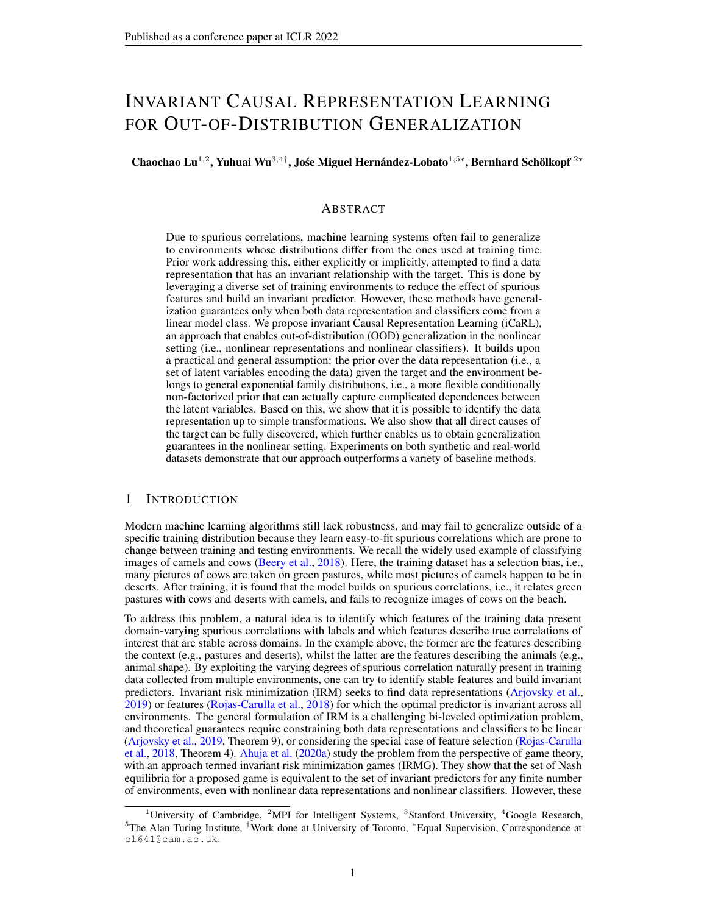# Invariant Causal Representation Learning for Out-of-Distribution Generalization

**Chaochao Lu**[1,2], **Yuhuai Wu**[3,4†], **José Miguel Hernández-Lobato**[1,5*], **Bernhard Schölkopf**[2*]

## Abstract

Due to spurious correlations, machine learning systems often fail to generalize to environments whose distributions differ from the ones used at training time. Prior work addressing this, either explicitly or implicitly, attempted to find a data representation that has an invariant relationship with the target. This is done by leveraging a diverse set of training environments to reduce the effect of spurious features and build an invariant predictor. However, these methods have generalization guarantees only when both data representation and classifiers come from a linear model class. We propose invariant Causal Representation Learning (iCaRL), an approach that enables out-of-distribution (OOD) generalization in the nonlinear setting (i.e., nonlinear representations and nonlinear classifiers). It builds upon a practical and general assumption: the prior over the data representation (i.e., a set of latent variables encoding the data) given the target and the environment belongs to general exponential family distributions, i.e., a more flexible conditionally non-factorized prior that can actually capture complicated dependences between the latent variables. Based on this, we show that it is possible to identify the data representation up to simple transformations. We also show that all direct causes of the target can be fully discovered, which further enables us to obtain generalization guarantees in the nonlinear setting. Experiments on both synthetic and real-world datasets demonstrate that our approach outperforms a variety of baseline methods.

## 1 Introduction

Modern machine learning algorithms still lack robustness, and may fail to generalize outside of a specific training distribution because they learn easy-to-fit spurious correlations which are prone to change between training and testing environments. We recall the widely used example of classifying images of camels and cows (Beery et al., 2018). Here, the training dataset has a selection bias, i.e., many pictures of cows are taken on green pastures, while most pictures of camels happen to be in deserts. After training, it is found that the model builds on spurious correlations, i.e., it relates green pastures with cows and deserts with camels, and fails to recognize images of cows on the beach.

To address this problem, a natural idea is to identify which features of the training data present domain-varying spurious correlations with labels and which features describe true correlations of interest that are stable across domains. In the example above, the former are the features describing the context (e.g., pastures and deserts), whilst the latter are the features describing the animals (e.g., animal shape). By exploiting the varying degrees of spurious correlation naturally present in training data collected from multiple environments, one can try to identify stable features and build invariant predictors. Invariant risk minimization (IRM) seeks to find data representations (Arjovsky et al., 2019) or features (Rojas-Carulla et al., 2018) for which the optimal predictor is invariant across all environments. The general formulation of IRM is a challenging bi-leveled optimization problem, and theoretical guarantees require constraining both data representations and classifiers to be linear (Arjovsky et al., 2019, Theorem 9), or considering the special case of feature selection (Rojas-Carulla et al., 2018, Theorem 4). Ahuja et al. (2020a) study the problem from the perspective of game theory, with an approach termed invariant risk minimization games (IRMG). They show that the set of Nash equilibria for a proposed game is equivalent to the set of invariant predictors for any finite number of environments, even with nonlinear data representations and nonlinear classifiers. However, these

---

[1]University of Cambridge, [2]MPI for Intelligent Systems, [3]Stanford University, [4]Google Research, [5]The Alan Turing Institute, [†]Work done at University of Toronto, [*]Equal Supervision, Correspondence at cl641@cam.ac.uk.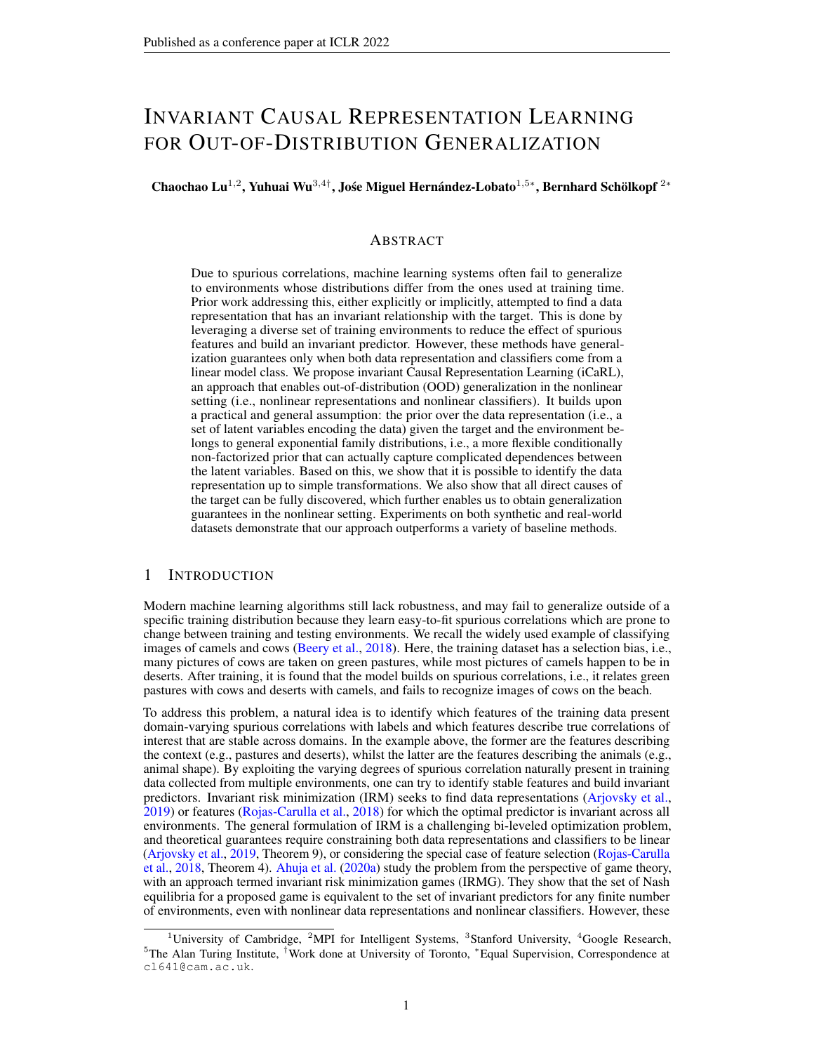# Invariant Causal Representation Learning for Out-of-Distribution Generalization

**Chaochao Lu**[1,2], **Yuhuai Wu**[3,4†], **José Miguel Hernández-Lobato**[1,5*], **Bernhard Schölkopf**[2*]

## Abstract

Due to spurious correlations, machine learning systems often fail to generalize to environments whose distributions differ from the ones used at training time. Prior work addressing this, either explicitly or implicitly, attempted to find a data representation that has an invariant relationship with the target. This is done by leveraging a diverse set of training environments to reduce the effect of spurious features and build an invariant predictor. However, these methods have generalization guarantees only when both data representation and classifiers come from a linear model class. We propose invariant Causal Representation Learning (iCaRL), an approach that enables out-of-distribution (OOD) generalization in the nonlinear setting (i.e., nonlinear representations and nonlinear classifiers). It builds upon a practical and general assumption: the prior over the data representation (i.e., a set of latent variables encoding the data) given the target and the environment belongs to general exponential family distributions, i.e., a more flexible conditionally non-factorized prior that can actually capture complicated dependences between the latent variables. Based on this, we show that it is possible to identify the data representation up to simple transformations. We also show that all direct causes of the target can be fully discovered, which further enables us to obtain generalization guarantees in the nonlinear setting. Experiments on both synthetic and real-world datasets demonstrate that our approach outperforms a variety of baseline methods.

## 1 Introduction

Modern machine learning algorithms still lack robustness, and may fail to generalize outside of a specific training distribution because they learn easy-to-fit spurious correlations which are prone to change between training and testing environments. We recall the widely used example of classifying images of camels and cows (Beery et al., 2018). Here, the training dataset has a selection bias, i.e., many pictures of cows are taken on green pastures, while most pictures of camels happen to be in deserts. After training, it is found that the model builds on spurious correlations, i.e., it relates green pastures with cows and deserts with camels, and fails to recognize images of cows on the beach.

To address this problem, a natural idea is to identify which features of the training data present domain-varying spurious correlations with labels and which features describe true correlations of interest that are stable across domains. In the example above, the former are the features describing the context (e.g., pastures and deserts), whilst the latter are the features describing the animals (e.g., animal shape). By exploiting the varying degrees of spurious correlation naturally present in training data collected from multiple environments, one can try to identify stable features and build invariant predictors. Invariant risk minimization (IRM) seeks to find data representations (Arjovsky et al., 2019) or features (Rojas-Carulla et al., 2018) for which the optimal predictor is invariant across all environments. The general formulation of IRM is a challenging bi-leveled optimization problem, and theoretical guarantees require constraining both data representations and classifiers to be linear (Arjovsky et al., 2019, Theorem 9), or considering the special case of feature selection (Rojas-Carulla et al., 2018, Theorem 4). Ahuja et al. (2020a) study the problem from the perspective of game theory, with an approach termed invariant risk minimization games (IRMG). They show that the set of Nash equilibria for a proposed game is equivalent to the set of invariant predictors for any finite number of environments, even with nonlinear data representations and nonlinear classifiers. However, these

---

[1]University of Cambridge, [2]MPI for Intelligent Systems, [3]Stanford University, [4]Google Research, [5]The Alan Turing Institute, [†]Work done at University of Toronto, [*]Equal Supervision, Correspondence at cl641@cam.ac.uk.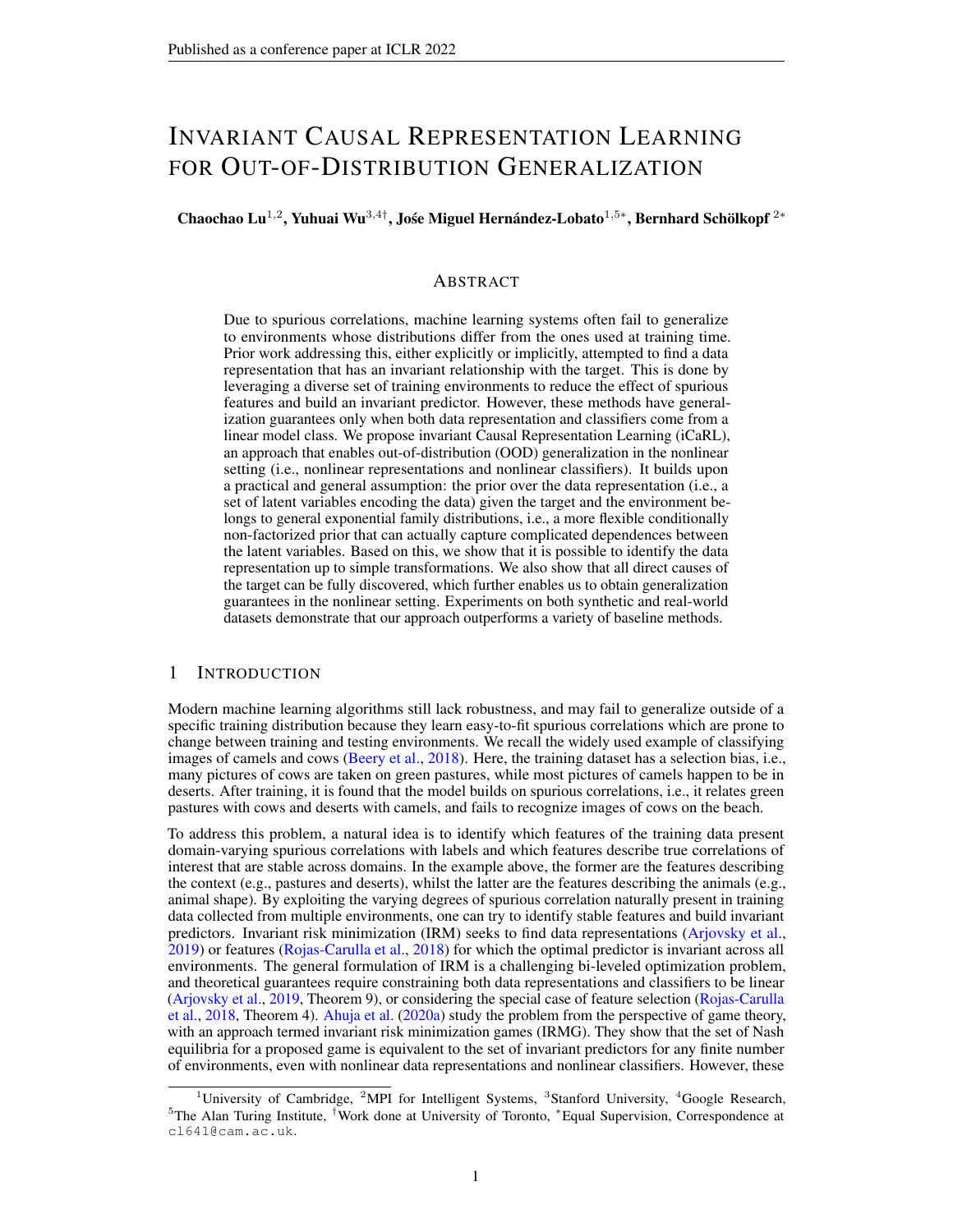# Invariant Causal Representation Learning for Out-of-Distribution Generalization

**Chaochao Lu**[1,2], **Yuhuai Wu**[3,4†], **José Miguel Hernández-Lobato**[1,5*], **Bernhard Schölkopf**[2*]

## Abstract

Due to spurious correlations, machine learning systems often fail to generalize to environments whose distributions differ from the ones used at training time. Prior work addressing this, either explicitly or implicitly, attempted to find a data representation that has an invariant relationship with the target. This is done by leveraging a diverse set of training environments to reduce the effect of spurious features and build an invariant predictor. However, these methods have generalization guarantees only when both data representation and classifiers come from a linear model class. We propose invariant Causal Representation Learning (iCaRL), an approach that enables out-of-distribution (OOD) generalization in the nonlinear setting (i.e., nonlinear representations and nonlinear classifiers). It builds upon a practical and general assumption: the prior over the data representation (i.e., a set of latent variables encoding the data) given the target and the environment belongs to general exponential family distributions, i.e., a more flexible conditionally non-factorized prior that can actually capture complicated dependences between the latent variables. Based on this, we show that it is possible to identify the data representation up to simple transformations. We also show that all direct causes of the target can be fully discovered, which further enables us to obtain generalization guarantees in the nonlinear setting. Experiments on both synthetic and real-world datasets demonstrate that our approach outperforms a variety of baseline methods.

## 1 Introduction

Modern machine learning algorithms still lack robustness, and may fail to generalize outside of a specific training distribution because they learn easy-to-fit spurious correlations which are prone to change between training and testing environments. We recall the widely used example of classifying images of camels and cows (Beery et al., 2018). Here, the training dataset has a selection bias, i.e., many pictures of cows are taken on green pastures, while most pictures of camels happen to be in deserts. After training, it is found that the model builds on spurious correlations, i.e., it relates green pastures with cows and deserts with camels, and fails to recognize images of cows on the beach.

To address this problem, a natural idea is to identify which features of the training data present domain-varying spurious correlations with labels and which features describe true correlations of interest that are stable across domains. In the example above, the former are the features describing the context (e.g., pastures and deserts), whilst the latter are the features describing the animals (e.g., animal shape). By exploiting the varying degrees of spurious correlation naturally present in training data collected from multiple environments, one can try to identify stable features and build invariant predictors. Invariant risk minimization (IRM) seeks to find data representations (Arjovsky et al., 2019) or features (Rojas-Carulla et al., 2018) for which the optimal predictor is invariant across all environments. The general formulation of IRM is a challenging bi-leveled optimization problem, and theoretical guarantees require constraining both data representations and classifiers to be linear (Arjovsky et al., 2019, Theorem 9), or considering the special case of feature selection (Rojas-Carulla et al., 2018, Theorem 4). Ahuja et al. (2020a) study the problem from the perspective of game theory, with an approach termed invariant risk minimization games (IRMG). They show that the set of Nash equilibria for a proposed game is equivalent to the set of invariant predictors for any finite number of environments, even with nonlinear data representations and nonlinear classifiers. However, these

---

[1]University of Cambridge, [2]MPI for Intelligent Systems, [3]Stanford University, [4]Google Research, [5]The Alan Turing Institute, [†]Work done at University of Toronto, [*]Equal Supervision, Correspondence at cl641@cam.ac.uk.